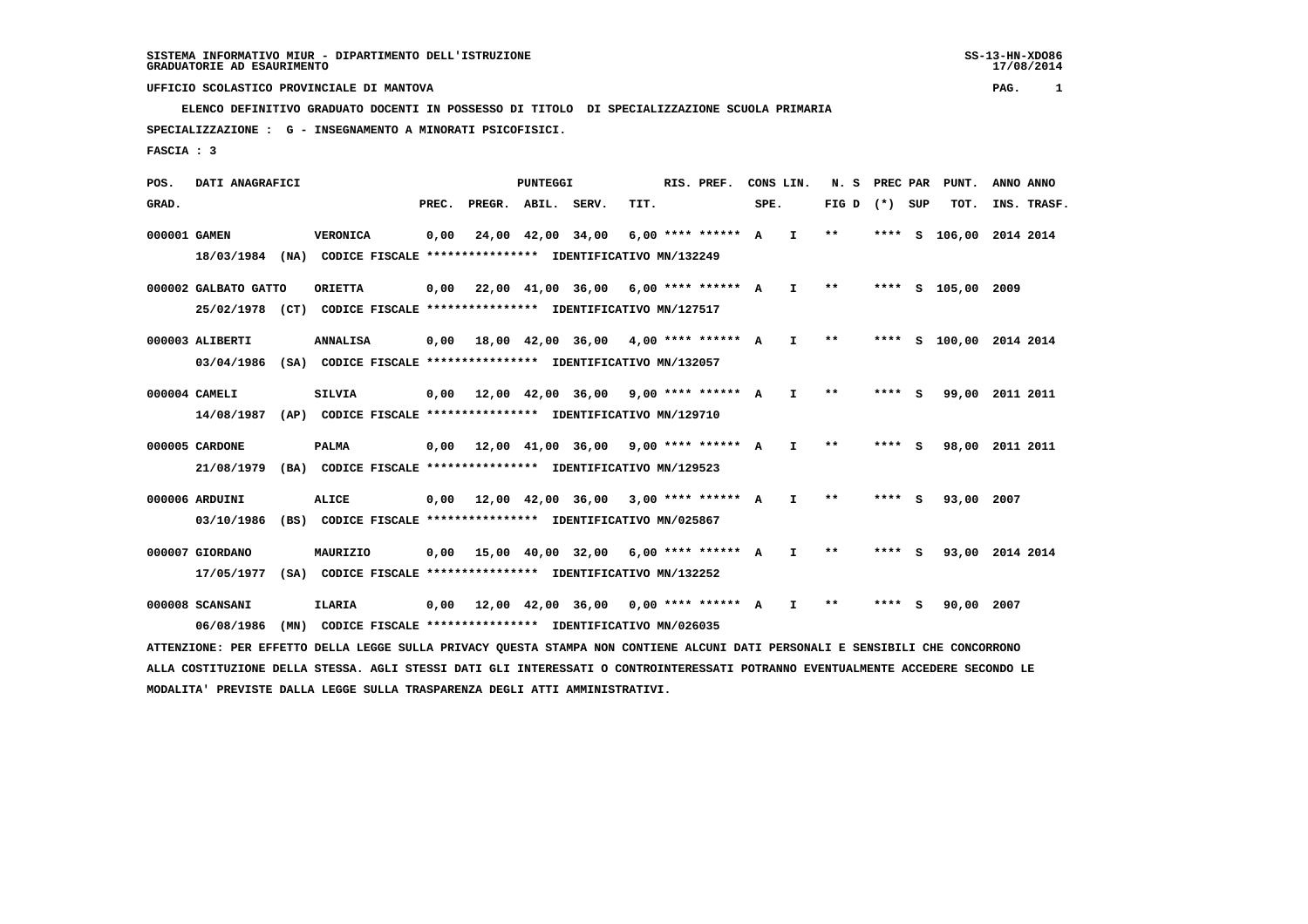SISTEMA INFORMATIVO MIUR - DIPARTIMENTO DELL'ISTRUZIONE
GRADUATORIE AD ESAURIMENTO

UFFICIO SCOLASTICO PROVINCIALE DI MANTOVA

ELENCO DEFINITIVO GRADUATO DOCENTI IN POSSESSO DI TITOLO DI SPECIALIZZAZIONE SCUOLA PRIMARIA

SPECIALIZZAZIONE : G - INSEGNAMENTO A MINORATI PSICOFISICI.

FASCIA : 3

| POS. GRAD. | DATI ANAGRAFICI | | PREC. | PREGR. | ABIL. | SERV. | TIT. | RIS. PREF. | CONS LIN. SPE. | | N. S FIG D | PREC PAR (*) | SUP | PUNT. TOT. | ANNO INS. | ANNO TRASF. |
|---|---|---|---|---|---|---|---|---|---|---|---|---|---|---|---|---|
| 000001 | GAMEN | VERONICA | 0,00 | 24,00 | 42,00 | 34,00 | 6,00 | **** ****** | A | I | ** | **** | S | 106,00 | 2014 | 2014 |
| | 18/03/1984 (NA) CODICE FISCALE **************** IDENTIFICATIVO MN/132249 | | | | | | | | | | | | | | | |
| 000002 | GALBATO GATTO | ORIETTA | 0,00 | 22,00 | 41,00 | 36,00 | 6,00 | **** ****** | A | I | ** | **** | S | 105,00 | 2009 | |
| | 25/02/1978 (CT) CODICE FISCALE **************** IDENTIFICATIVO MN/127517 | | | | | | | | | | | | | | | |
| 000003 | ALIBERTI | ANNALISA | 0,00 | 18,00 | 42,00 | 36,00 | 4,00 | **** ****** | A | I | ** | **** | S | 100,00 | 2014 | 2014 |
| | 03/04/1986 (SA) CODICE FISCALE **************** IDENTIFICATIVO MN/132057 | | | | | | | | | | | | | | | |
| 000004 | CAMELI | SILVIA | 0,00 | 12,00 | 42,00 | 36,00 | 9,00 | **** ****** | A | I | ** | **** | S | 99,00 | 2011 | 2011 |
| | 14/08/1987 (AP) CODICE FISCALE **************** IDENTIFICATIVO MN/129710 | | | | | | | | | | | | | | | |
| 000005 | CARDONE | PALMA | 0,00 | 12,00 | 41,00 | 36,00 | 9,00 | **** ****** | A | I | ** | **** | S | 98,00 | 2011 | 2011 |
| | 21/08/1979 (BA) CODICE FISCALE **************** IDENTIFICATIVO MN/129523 | | | | | | | | | | | | | | | |
| 000006 | ARDUINI | ALICE | 0,00 | 12,00 | 42,00 | 36,00 | 3,00 | **** ****** | A | I | ** | **** | S | 93,00 | 2007 | |
| | 03/10/1986 (BS) CODICE FISCALE **************** IDENTIFICATIVO MN/025867 | | | | | | | | | | | | | | | |
| 000007 | GIORDANO | MAURIZIO | 0,00 | 15,00 | 40,00 | 32,00 | 6,00 | **** ****** | A | I | ** | **** | S | 93,00 | 2014 | 2014 |
| | 17/05/1977 (SA) CODICE FISCALE **************** IDENTIFICATIVO MN/132252 | | | | | | | | | | | | | | | |
| 000008 | SCANSANI | ILARIA | 0,00 | 12,00 | 42,00 | 36,00 | 0,00 | **** ****** | A | I | ** | **** | S | 90,00 | 2007 | |
| | 06/08/1986 (MN) CODICE FISCALE **************** IDENTIFICATIVO MN/026035 | | | | | | | | | | | | | | | |

ATTENZIONE: PER EFFETTO DELLA LEGGE SULLA PRIVACY QUESTA STAMPA NON CONTIENE ALCUNI DATI PERSONALI E SENSIBILI CHE CONCORRONO ALLA COSTITUZIONE DELLA STESSA. AGLI STESSI DATI GLI INTERESSATI O CONTROINTERESSATI POTRANNO EVENTUALMENTE ACCEDERE SECONDO LE MODALITA' PREVISTE DALLA LEGGE SULLA TRASPARENZA DEGLI ATTI AMMINISTRATIVI.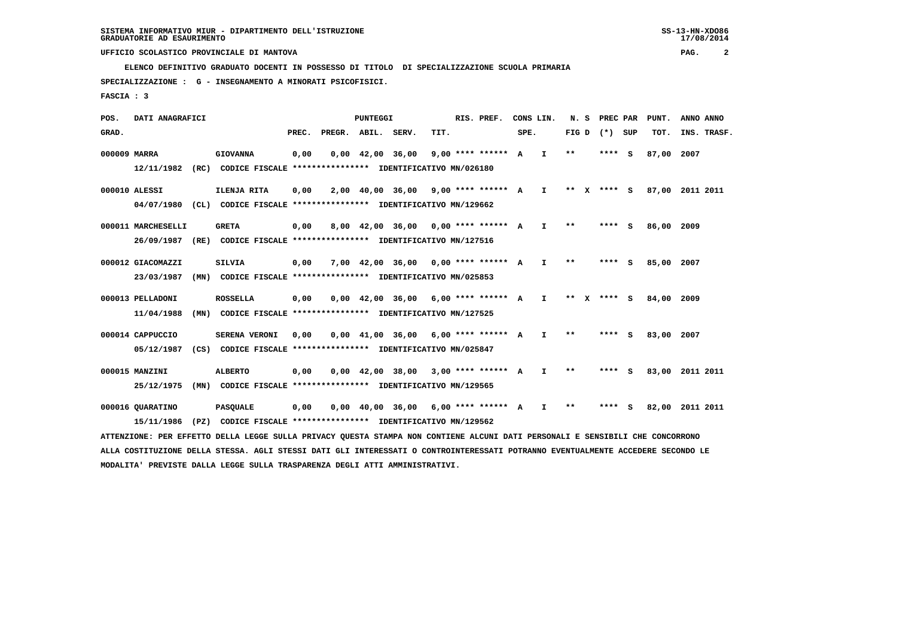SISTEMA INFORMATIVO MIUR - DIPARTIMENTO DELL'ISTRUZIONE
GRADUATORIE AD ESAURIMENTO

UFFICIO SCOLASTICO PROVINCIALE DI MANTOVA

ELENCO DEFINITIVO GRADUATO DOCENTI IN POSSESSO DI TITOLO DI SPECIALIZZAZIONE SCUOLA PRIMARIA

SPECIALIZZAZIONE : G - INSEGNAMENTO A MINORATI PSICOFISICI.

FASCIA : 3

| POS. GRAD. | DATI ANAGRAFICI | | PREC. | PREGR. | ABIL. | SERV. | TIT. | RIS. PREF. | CONS SPE. | LIN. | FIG | N. S D | PREC PAR (*) | SUP | PUNT. TOT. | ANNO INS. | ANNO TRASF. |
|---|---|---|---|---|---|---|---|---|---|---|---|---|---|---|---|---|---|
| 000009 | MARRA | GIOVANNA | 0,00 | 0,00 | 42,00 | 36,00 | 9,00 | **** ****** | A | I | ** | | **** | S | 87,00 | 2007 | |
| | 12/11/1982 (RC) | CODICE FISCALE **************** IDENTIFICATIVO MN/026180 | | | | | | | | | | | | | | | |
| 000010 | ALESSI | ILENJA RITA | 0,00 | 2,00 | 40,00 | 36,00 | 9,00 | **** ****** | A | I | ** | X | **** | S | 87,00 | 2011 | 2011 |
| | 04/07/1980 (CL) | CODICE FISCALE **************** IDENTIFICATIVO MN/129662 | | | | | | | | | | | | | | | |
| 000011 | MARCHESELLI | GRETA | 0,00 | 8,00 | 42,00 | 36,00 | 0,00 | **** ****** | A | I | ** | | **** | S | 86,00 | 2009 | |
| | 26/09/1987 (RE) | CODICE FISCALE **************** IDENTIFICATIVO MN/127516 | | | | | | | | | | | | | | | |
| 000012 | GIACOMAZZI | SILVIA | 0,00 | 7,00 | 42,00 | 36,00 | 0,00 | **** ****** | A | I | ** | | **** | S | 85,00 | 2007 | |
| | 23/03/1987 (MN) | CODICE FISCALE **************** IDENTIFICATIVO MN/025853 | | | | | | | | | | | | | | | |
| 000013 | PELLADONI | ROSSELLA | 0,00 | 0,00 | 42,00 | 36,00 | 6,00 | **** ****** | A | I | ** | X | **** | S | 84,00 | 2009 | |
| | 11/04/1988 (MN) | CODICE FISCALE **************** IDENTIFICATIVO MN/127525 | | | | | | | | | | | | | | | |
| 000014 | CAPPUCCIO | SERENA VERONI | 0,00 | 0,00 | 41,00 | 36,00 | 6,00 | **** ****** | A | I | ** | | **** | S | 83,00 | 2007 | |
| | 05/12/1987 (CS) | CODICE FISCALE **************** IDENTIFICATIVO MN/025847 | | | | | | | | | | | | | | | |
| 000015 | MANZINI | ALBERTO | 0,00 | 0,00 | 42,00 | 38,00 | 3,00 | **** ****** | A | I | ** | | **** | S | 83,00 | 2011 | 2011 |
| | 25/12/1975 (MN) | CODICE FISCALE **************** IDENTIFICATIVO MN/129565 | | | | | | | | | | | | | | | |
| 000016 | QUARATINO | PASQUALE | 0,00 | 0,00 | 40,00 | 36,00 | 6,00 | **** ****** | A | I | ** | | **** | S | 82,00 | 2011 | 2011 |
| | 15/11/1986 (PZ) | CODICE FISCALE **************** IDENTIFICATIVO MN/129562 | | | | | | | | | | | | | | | |

ATTENZIONE: PER EFFETTO DELLA LEGGE SULLA PRIVACY QUESTA STAMPA NON CONTIENE ALCUNI DATI PERSONALI E SENSIBILI CHE CONCORRONO ALLA COSTITUZIONE DELLA STESSA. AGLI STESSI DATI GLI INTERESSATI O CONTROINTERESSATI POTRANNO EVENTUALMENTE ACCEDERE SECONDO LE MODALITA' PREVISTE DALLA LEGGE SULLA TRASPARENZA DEGLI ATTI AMMINISTRATIVI.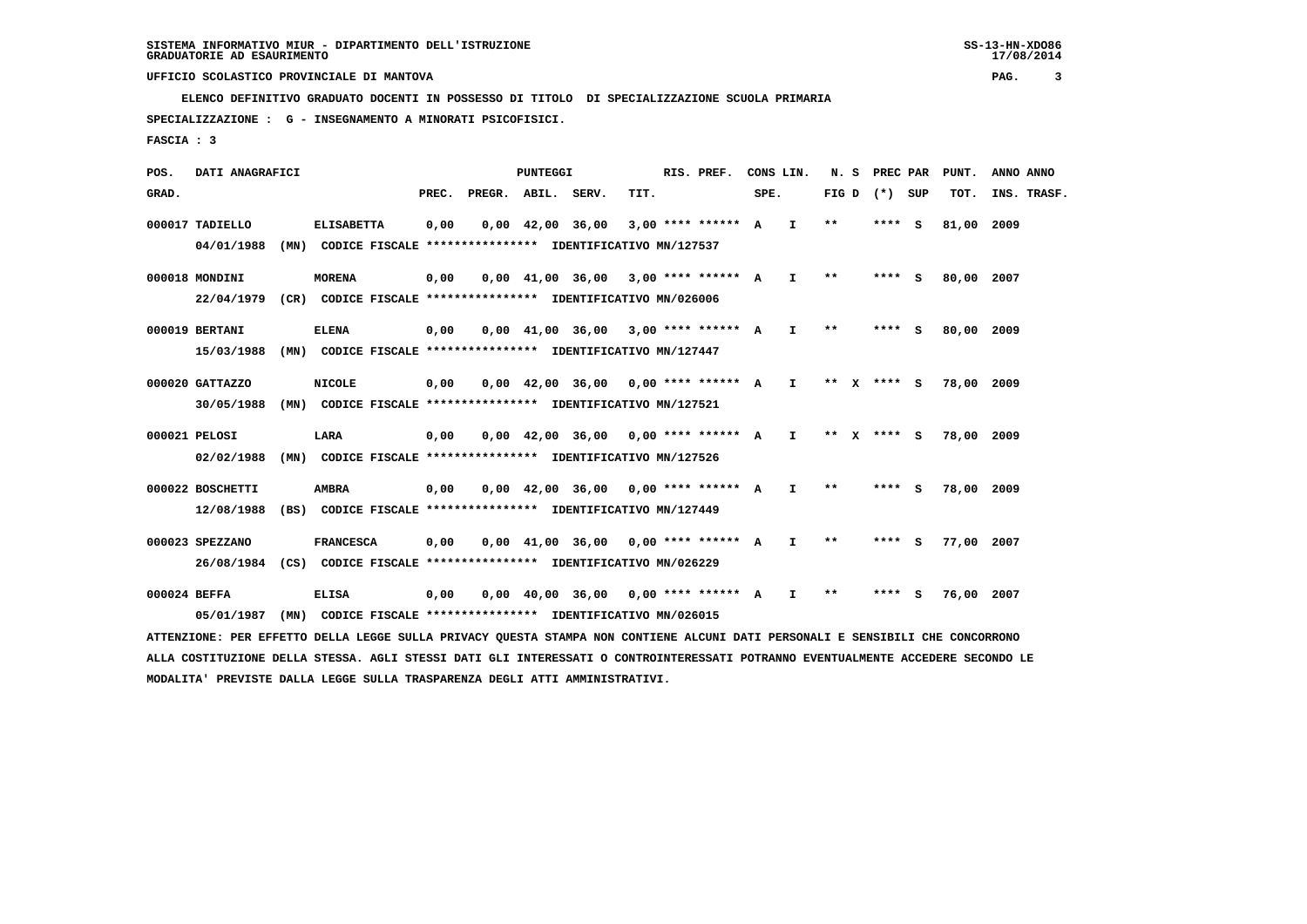UFFICIO SCOLASTICO PROVINCIALE DI MANTOVA

ELENCO DEFINITIVO GRADUATO DOCENTI IN POSSESSO DI TITOLO DI SPECIALIZZAZIONE SCUOLA PRIMARIA

SPECIALIZZAZIONE : G - INSEGNAMENTO A MINORATI PSICOFISICI.

FASCIA : 3

| POS. GRAD. | DATI ANAGRAFICI | | PREC. | PREGR. | ABIL. | SERV. | TIT. | RIS. PREF. | CONS SPE. | LIN. | N. S FIG D | PREC PAR (*) | SUP | PUNT. TOT. | ANNO INS. | ANNO TRASF. |
|---|---|---|---|---|---|---|---|---|---|---|---|---|---|---|---|---|
| 000017 | TADIELLO | ELISABETTA | 0,00 | 0,00 | 42,00 | 36,00 | 3,00 | **** ****** | A | I | ** | **** | S | 81,00 | 2009 | |
| | 04/01/1988 (MN) CODICE FISCALE **************** IDENTIFICATIVO MN/127537 | | | | | | | | | | | | | | | |
| 000018 | MONDINI | MORENA | 0,00 | 0,00 | 41,00 | 36,00 | 3,00 | **** ****** | A | I | ** | **** | S | 80,00 | 2007 | |
| | 22/04/1979 (CR) CODICE FISCALE **************** IDENTIFICATIVO MN/026006 | | | | | | | | | | | | | | | |
| 000019 | BERTANI | ELENA | 0,00 | 0,00 | 41,00 | 36,00 | 3,00 | **** ****** | A | I | ** | **** | S | 80,00 | 2009 | |
| | 15/03/1988 (MN) CODICE FISCALE **************** IDENTIFICATIVO MN/127447 | | | | | | | | | | | | | | | |
| 000020 | GATTAZZO | NICOLE | 0,00 | 0,00 | 42,00 | 36,00 | 0,00 | **** ****** | A | I | ** X | **** | S | 78,00 | 2009 | |
| | 30/05/1988 (MN) CODICE FISCALE **************** IDENTIFICATIVO MN/127521 | | | | | | | | | | | | | | | |
| 000021 | PELOSI | LARA | 0,00 | 0,00 | 42,00 | 36,00 | 0,00 | **** ****** | A | I | ** X | **** | S | 78,00 | 2009 | |
| | 02/02/1988 (MN) CODICE FISCALE **************** IDENTIFICATIVO MN/127526 | | | | | | | | | | | | | | | |
| 000022 | BOSCHETTI | AMBRA | 0,00 | 0,00 | 42,00 | 36,00 | 0,00 | **** ****** | A | I | ** | **** | S | 78,00 | 2009 | |
| | 12/08/1988 (BS) CODICE FISCALE **************** IDENTIFICATIVO MN/127449 | | | | | | | | | | | | | | | |
| 000023 | SPEZZANO | FRANCESCA | 0,00 | 0,00 | 41,00 | 36,00 | 0,00 | **** ****** | A | I | ** | **** | S | 77,00 | 2007 | |
| | 26/08/1984 (CS) CODICE FISCALE **************** IDENTIFICATIVO MN/026229 | | | | | | | | | | | | | | | |
| 000024 | BEFFA | ELISA | 0,00 | 0,00 | 40,00 | 36,00 | 0,00 | **** ****** | A | I | ** | **** | S | 76,00 | 2007 | |
| | 05/01/1987 (MN) CODICE FISCALE **************** IDENTIFICATIVO MN/026015 | | | | | | | | | | | | | | | |

ATTENZIONE: PER EFFETTO DELLA LEGGE SULLA PRIVACY QUESTA STAMPA NON CONTIENE ALCUNI DATI PERSONALI E SENSIBILI CHE CONCORRONO ALLA COSTITUZIONE DELLA STESSA. AGLI STESSI DATI GLI INTERESSATI O CONTROINTERESSATI POTRANNO EVENTUALMENTE ACCEDERE SECONDO LE MODALITA' PREVISTE DALLA LEGGE SULLA TRASPARENZA DEGLI ATTI AMMINISTRATIVI.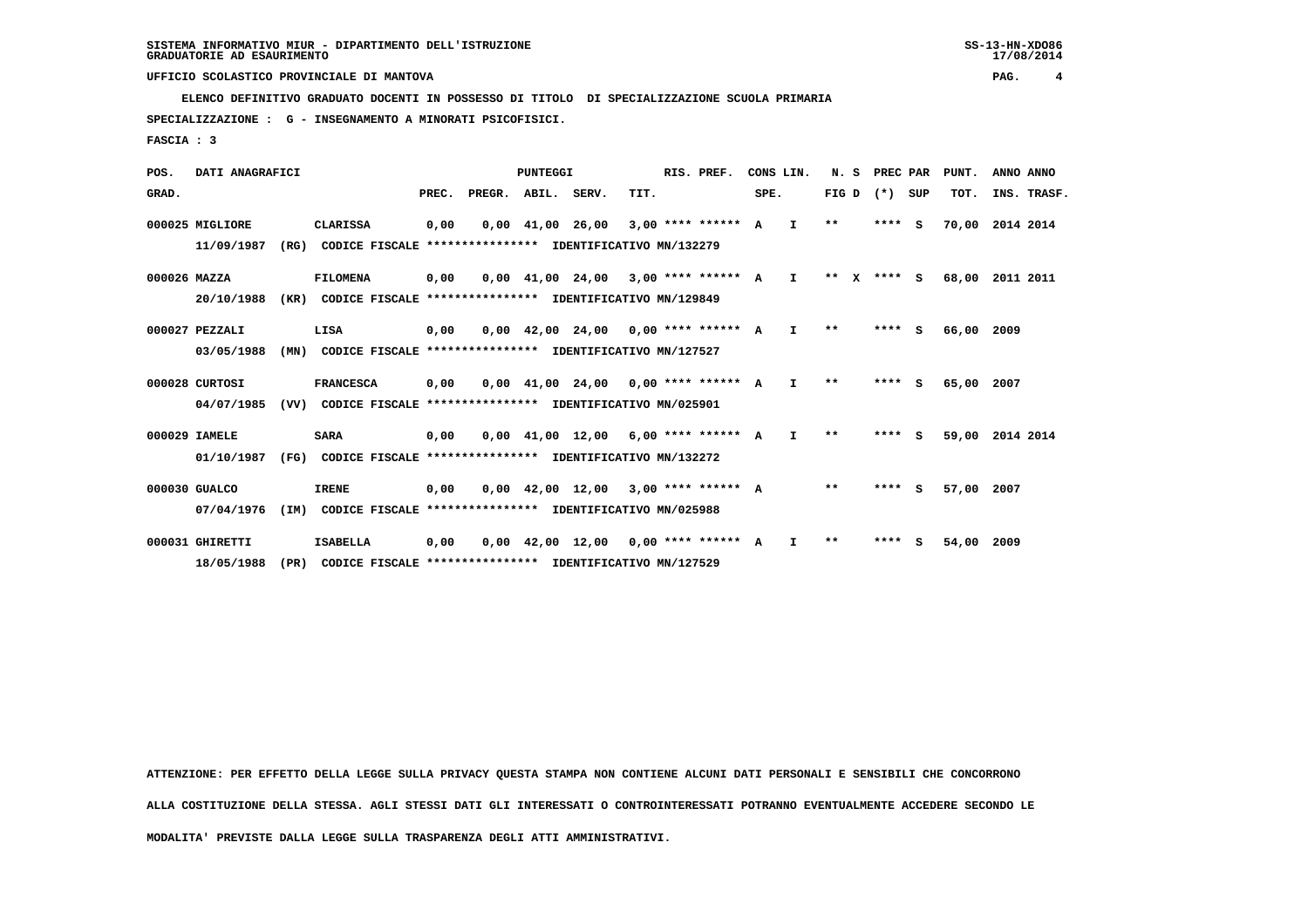SISTEMA INFORMATIVO MIUR - DIPARTIMENTO DELL'ISTRUZIONE
GRADUATORIE AD ESAURIMENTO

UFFICIO SCOLASTICO PROVINCIALE DI MANTOVA

ELENCO DEFINITIVO GRADUATO DOCENTI IN POSSESSO DI TITOLO DI SPECIALIZZAZIONE SCUOLA PRIMARIA

SPECIALIZZAZIONE : G - INSEGNAMENTO A MINORATI PSICOFISICI.

FASCIA : 3

| POS. GRAD. | DATI ANAGRAFICI | | PREC. | PREGR. | ABIL. | SERV. | TIT. | RIS. PREF. | CONS SPE. | LIN. | N. S FIG D | PREC PAR (*) | SUP | PUNT. TOT. | ANNO INS. | ANNO TRASF. |
|---|---|---|---|---|---|---|---|---|---|---|---|---|---|---|---|---|
| 000025 | MIGLIORE | CLARISSA | 0,00 | 0,00 | 41,00 | 26,00 | 3,00 | **** ****** | A | I | ** | **** | S | 70,00 | 2014 | 2014 |
| | 11/09/1987 (RG) | CODICE FISCALE **************** IDENTIFICATIVO MN/132279 | | | | | | | | | | | | | | |
| 000026 | MAZZA | FILOMENA | 0,00 | 0,00 | 41,00 | 24,00 | 3,00 | **** ****** | A | I | ** X | **** | S | 68,00 | 2011 | 2011 |
| | 20/10/1988 (KR) | CODICE FISCALE **************** IDENTIFICATIVO MN/129849 | | | | | | | | | | | | | | |
| 000027 | PEZZALI | LISA | 0,00 | 0,00 | 42,00 | 24,00 | 0,00 | **** ****** | A | I | ** | **** | S | 66,00 | 2009 | |
| | 03/05/1988 (MN) | CODICE FISCALE **************** IDENTIFICATIVO MN/127527 | | | | | | | | | | | | | | |
| 000028 | CURTOSI | FRANCESCA | 0,00 | 0,00 | 41,00 | 24,00 | 0,00 | **** ****** | A | I | ** | **** | S | 65,00 | 2007 | |
| | 04/07/1985 (VV) | CODICE FISCALE **************** IDENTIFICATIVO MN/025901 | | | | | | | | | | | | | | |
| 000029 | IAMELE | SARA | 0,00 | 0,00 | 41,00 | 12,00 | 6,00 | **** ****** | A | I | ** | **** | S | 59,00 | 2014 | 2014 |
| | 01/10/1987 (FG) | CODICE FISCALE **************** IDENTIFICATIVO MN/132272 | | | | | | | | | | | | | | |
| 000030 | GUALCO | IRENE | 0,00 | 0,00 | 42,00 | 12,00 | 3,00 | **** ****** | A | | ** | **** | S | 57,00 | 2007 | |
| | 07/04/1976 (IM) | CODICE FISCALE **************** IDENTIFICATIVO MN/025988 | | | | | | | | | | | | | | |
| 000031 | GHIRETTI | ISABELLA | 0,00 | 0,00 | 42,00 | 12,00 | 0,00 | **** ****** | A | I | ** | **** | S | 54,00 | 2009 | |
| | 18/05/1988 (PR) | CODICE FISCALE **************** IDENTIFICATIVO MN/127529 | | | | | | | | | | | | | | |

ATTENZIONE: PER EFFETTO DELLA LEGGE SULLA PRIVACY QUESTA STAMPA NON CONTIENE ALCUNI DATI PERSONALI E SENSIBILI CHE CONCORRONO ALLA COSTITUZIONE DELLA STESSA. AGLI STESSI DATI GLI INTERESSATI O CONTROINTERESSATI POTRANNO EVENTUALMENTE ACCEDERE SECONDO LE MODALITA' PREVISTE DALLA LEGGE SULLA TRASPARENZA DEGLI ATTI AMMINISTRATIVI.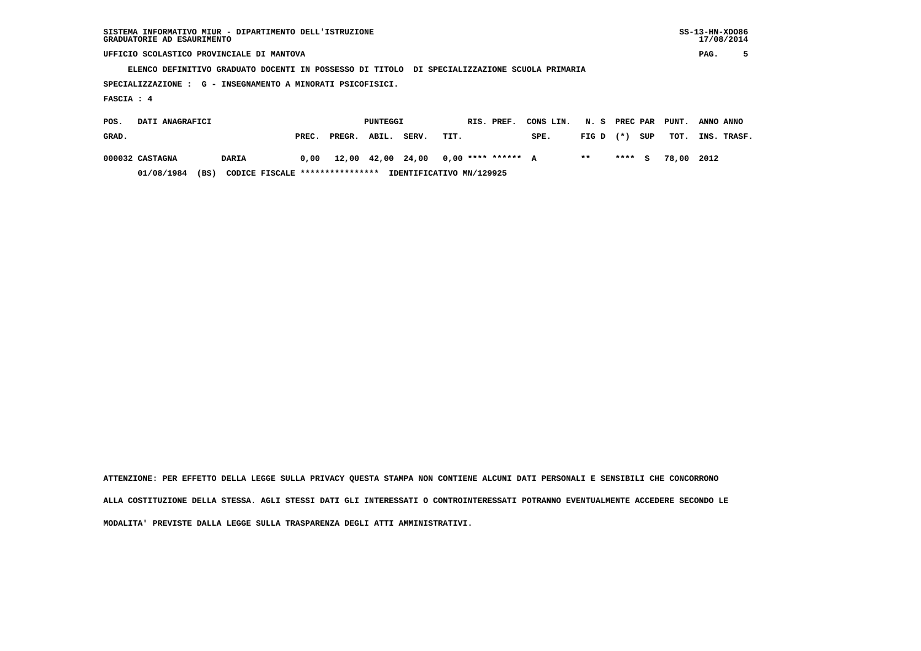SISTEMA INFORMATIVO MIUR - DIPARTIMENTO DELL'ISTRUZIONE
GRADUATORIE AD ESAURIMENTO

UFFICIO SCOLASTICO PROVINCIALE DI MANTOVA

ELENCO DEFINITIVO GRADUATO DOCENTI IN POSSESSO DI TITOLO DI SPECIALIZZAZIONE SCUOLA PRIMARIA

SPECIALIZZAZIONE : G - INSEGNAMENTO A MINORATI PSICOFISICI.

FASCIA : 4

| POS. GRAD. | DATI ANAGRAFICI | | PUNTEGGI PREC. | PREGR. | ABIL. | SERV. | TIT. | RIS. PREF. | CONS LIN. SPE. | N. S FIG D | PREC PAR (*) | SUP | PUNT. TOT. | ANNO INS. | ANNO TRASF. |
|---|---|---|---|---|---|---|---|---|---|---|---|---|---|---|---|
| 000032 | CASTAGNA | DARIA | 0,00 | 12,00 | 42,00 | 24,00 | 0,00 | **** ****** | A | ** | **** | S | 78,00 | 2012 | |
| | 01/08/1984 (BS) | CODICE FISCALE **************** IDENTIFICATIVO MN/129925 | | | | | | | | | | | | | |

ATTENZIONE: PER EFFETTO DELLA LEGGE SULLA PRIVACY QUESTA STAMPA NON CONTIENE ALCUNI DATI PERSONALI E SENSIBILI CHE CONCORRONO ALLA COSTITUZIONE DELLA STESSA. AGLI STESSI DATI GLI INTERESSATI O CONTROINTERESSATI POTRANNO EVENTUALMENTE ACCEDERE SECONDO LE MODALITA' PREVISTE DALLA LEGGE SULLA TRASPARENZA DEGLI ATTI AMMINISTRATIVI.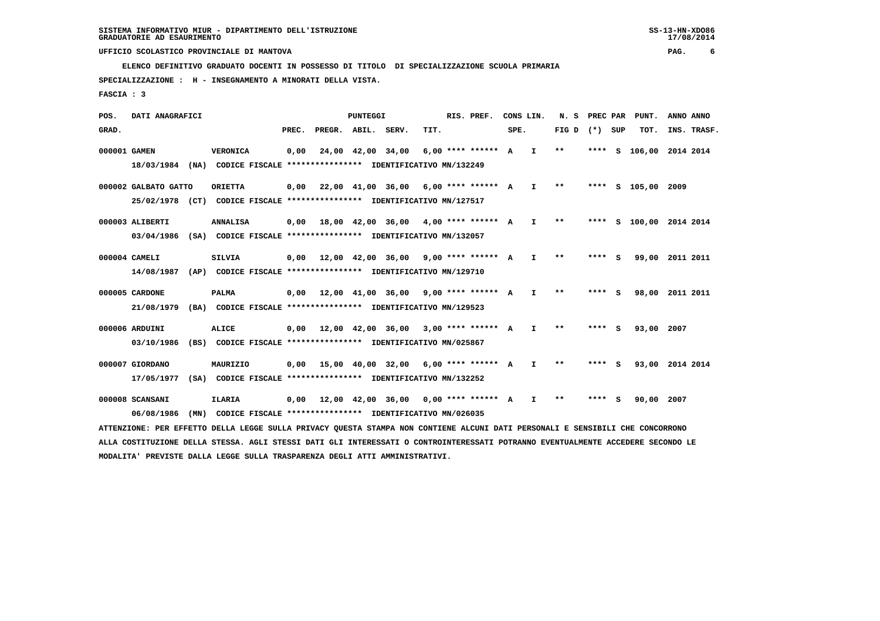SISTEMA INFORMATIVO MIUR - DIPARTIMENTO DELL'ISTRUZIONE
GRADUATORIE AD ESAURIMENTO

UFFICIO SCOLASTICO PROVINCIALE DI MANTOVA

**ELENCO DEFINITIVO GRADUATO DOCENTI IN POSSESSO DI TITOLO DI SPECIALIZZAZIONE SCUOLA PRIMARIA**

**SPECIALIZZAZIONE : H - INSEGNAMENTO A MINORATI DELLA VISTA.**

**FASCIA : 3**

| POS. GRAD. | DATI ANAGRAFICI | | PREC. | PREGR. | ABIL. | SERV. | TIT. | RIS. PREF. | CONS | LIN. | N. S FIG D | PREC PAR (*) | SUP | PUNT. TOT. | ANNO INS. | ANNO TRASF. |
|---|---|---|---|---|---|---|---|---|---|---|---|---|---|---|---|---|
| 000001 | GAMEN | VERONICA | 0,00 | 24,00 | 42,00 | 34,00 | 6,00 | **** ****** | A | I | ** | **** | S | 106,00 | 2014 | 2014 |
| | 18/03/1984 (NA) CODICE FISCALE **************** IDENTIFICATIVO MN/132249 | | | | | | | | | | | | | | | |
| 000002 | GALBATO GATTO | ORIETTA | 0,00 | 22,00 | 41,00 | 36,00 | 6,00 | **** ****** | A | I | ** | **** | S | 105,00 | 2009 | |
| | 25/02/1978 (CT) CODICE FISCALE **************** IDENTIFICATIVO MN/127517 | | | | | | | | | | | | | | | |
| 000003 | ALIBERTI | ANNALISA | 0,00 | 18,00 | 42,00 | 36,00 | 4,00 | **** ****** | A | I | ** | **** | S | 100,00 | 2014 | 2014 |
| | 03/04/1986 (SA) CODICE FISCALE **************** IDENTIFICATIVO MN/132057 | | | | | | | | | | | | | | | |
| 000004 | CAMELI | SILVIA | 0,00 | 12,00 | 42,00 | 36,00 | 9,00 | **** ****** | A | I | ** | **** | S | 99,00 | 2011 | 2011 |
| | 14/08/1987 (AP) CODICE FISCALE **************** IDENTIFICATIVO MN/129710 | | | | | | | | | | | | | | | |
| 000005 | CARDONE | PALMA | 0,00 | 12,00 | 41,00 | 36,00 | 9,00 | **** ****** | A | I | ** | **** | S | 98,00 | 2011 | 2011 |
| | 21/08/1979 (BA) CODICE FISCALE **************** IDENTIFICATIVO MN/129523 | | | | | | | | | | | | | | | |
| 000006 | ARDUINI | ALICE | 0,00 | 12,00 | 42,00 | 36,00 | 3,00 | **** ****** | A | I | ** | **** | S | 93,00 | 2007 | |
| | 03/10/1986 (BS) CODICE FISCALE **************** IDENTIFICATIVO MN/025867 | | | | | | | | | | | | | | | |
| 000007 | GIORDANO | MAURIZIO | 0,00 | 15,00 | 40,00 | 32,00 | 6,00 | **** ****** | A | I | ** | **** | S | 93,00 | 2014 | 2014 |
| | 17/05/1977 (SA) CODICE FISCALE **************** IDENTIFICATIVO MN/132252 | | | | | | | | | | | | | | | |
| 000008 | SCANSANI | ILARIA | 0,00 | 12,00 | 42,00 | 36,00 | 0,00 | **** ****** | A | I | ** | **** | S | 90,00 | 2007 | |
| | 06/08/1986 (MN) CODICE FISCALE **************** IDENTIFICATIVO MN/026035 | | | | | | | | | | | | | | | |

ATTENZIONE: PER EFFETTO DELLA LEGGE SULLA PRIVACY QUESTA STAMPA NON CONTIENE ALCUNI DATI PERSONALI E SENSIBILI CHE CONCORRONO ALLA COSTITUZIONE DELLA STESSA. AGLI STESSI DATI GLI INTERESSATI O CONTROINTERESSATI POTRANNO EVENTUALMENTE ACCEDERE SECONDO LE MODALITA' PREVISTE DALLA LEGGE SULLA TRASPARENZA DEGLI ATTI AMMINISTRATIVI.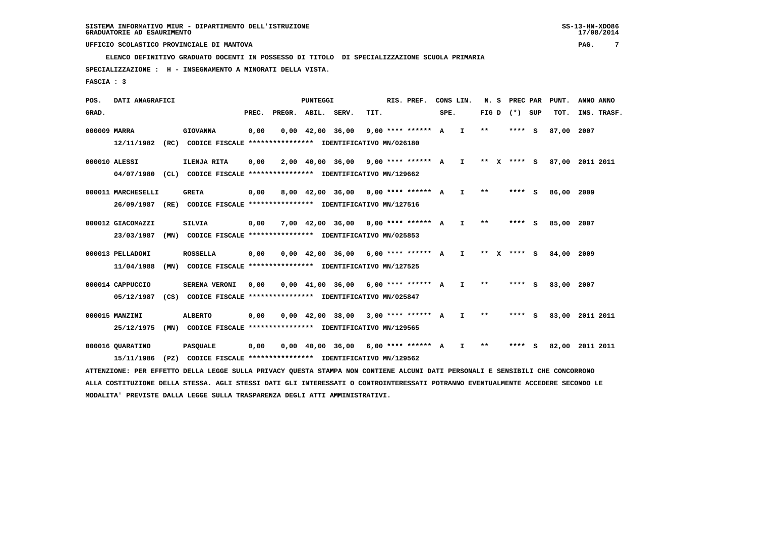SISTEMA INFORMATIVO MIUR - DIPARTIMENTO DELL'ISTRUZIONE
GRADUATORIE AD ESAURIMENTO

UFFICIO SCOLASTICO PROVINCIALE DI MANTOVA

ELENCO DEFINITIVO GRADUATO DOCENTI IN POSSESSO DI TITOLO DI SPECIALIZZAZIONE SCUOLA PRIMARIA

SPECIALIZZAZIONE : H - INSEGNAMENTO A MINORATI DELLA VISTA.

FASCIA : 3

| POS. GRAD. | DATI ANAGRAFICI | | PREC. | PREGR. | ABIL. | SERV. | TIT. | RIS. PREF. | CONS LIN. SPE. | | N. S FIG D | | PREC PAR (*) | SUP | PUNT. TOT. | ANNO INS. | ANNO TRASF. |
|---|---|---|---|---|---|---|---|---|---|---|---|---|---|---|---|---|---|
| 000009 | MARRA | GIOVANNA | 0,00 | 0,00 | 42,00 | 36,00 | 9,00 | **** ****** | A | I | ** | | **** | S | 87,00 | 2007 | |
| | 12/11/1982 (RC) CODICE FISCALE **************** IDENTIFICATIVO MN/026180 | | | | | | | | | | | | | | | | |
| 000010 | ALESSI | ILENJA RITA | 0,00 | 2,00 | 40,00 | 36,00 | 9,00 | **** ****** | A | I | ** | X | **** | S | 87,00 | 2011 | 2011 |
| | 04/07/1980 (CL) CODICE FISCALE **************** IDENTIFICATIVO MN/129662 | | | | | | | | | | | | | | | | |
| 000011 | MARCHESELLI | GRETA | 0,00 | 8,00 | 42,00 | 36,00 | 0,00 | **** ****** | A | I | ** | | **** | S | 86,00 | 2009 | |
| | 26/09/1987 (RE) CODICE FISCALE **************** IDENTIFICATIVO MN/127516 | | | | | | | | | | | | | | | | |
| 000012 | GIACOMAZZI | SILVIA | 0,00 | 7,00 | 42,00 | 36,00 | 0,00 | **** ****** | A | I | ** | | **** | S | 85,00 | 2007 | |
| | 23/03/1987 (MN) CODICE FISCALE **************** IDENTIFICATIVO MN/025853 | | | | | | | | | | | | | | | | |
| 000013 | PELLADONI | ROSSELLA | 0,00 | 0,00 | 42,00 | 36,00 | 6,00 | **** ****** | A | I | ** | X | **** | S | 84,00 | 2009 | |
| | 11/04/1988 (MN) CODICE FISCALE **************** IDENTIFICATIVO MN/127525 | | | | | | | | | | | | | | | | |
| 000014 | CAPPUCCIO | SERENA VERONI | 0,00 | 0,00 | 41,00 | 36,00 | 6,00 | **** ****** | A | I | ** | | **** | S | 83,00 | 2007 | |
| | 05/12/1987 (CS) CODICE FISCALE **************** IDENTIFICATIVO MN/025847 | | | | | | | | | | | | | | | | |
| 000015 | MANZINI | ALBERTO | 0,00 | 0,00 | 42,00 | 38,00 | 3,00 | **** ****** | A | I | ** | | **** | S | 83,00 | 2011 | 2011 |
| | 25/12/1975 (MN) CODICE FISCALE **************** IDENTIFICATIVO MN/129565 | | | | | | | | | | | | | | | | |
| 000016 | QUARATINO | PASQUALE | 0,00 | 0,00 | 40,00 | 36,00 | 6,00 | **** ****** | A | I | ** | | **** | S | 82,00 | 2011 | 2011 |
| | 15/11/1986 (PZ) CODICE FISCALE **************** IDENTIFICATIVO MN/129562 | | | | | | | | | | | | | | | | |

ATTENZIONE: PER EFFETTO DELLA LEGGE SULLA PRIVACY QUESTA STAMPA NON CONTIENE ALCUNI DATI PERSONALI E SENSIBILI CHE CONCORRONO ALLA COSTITUZIONE DELLA STESSA. AGLI STESSI DATI GLI INTERESSATI O CONTROINTERESSATI POTRANNO EVENTUALMENTE ACCEDERE SECONDO LE MODALITA' PREVISTE DALLA LEGGE SULLA TRASPARENZA DEGLI ATTI AMMINISTRATIVI.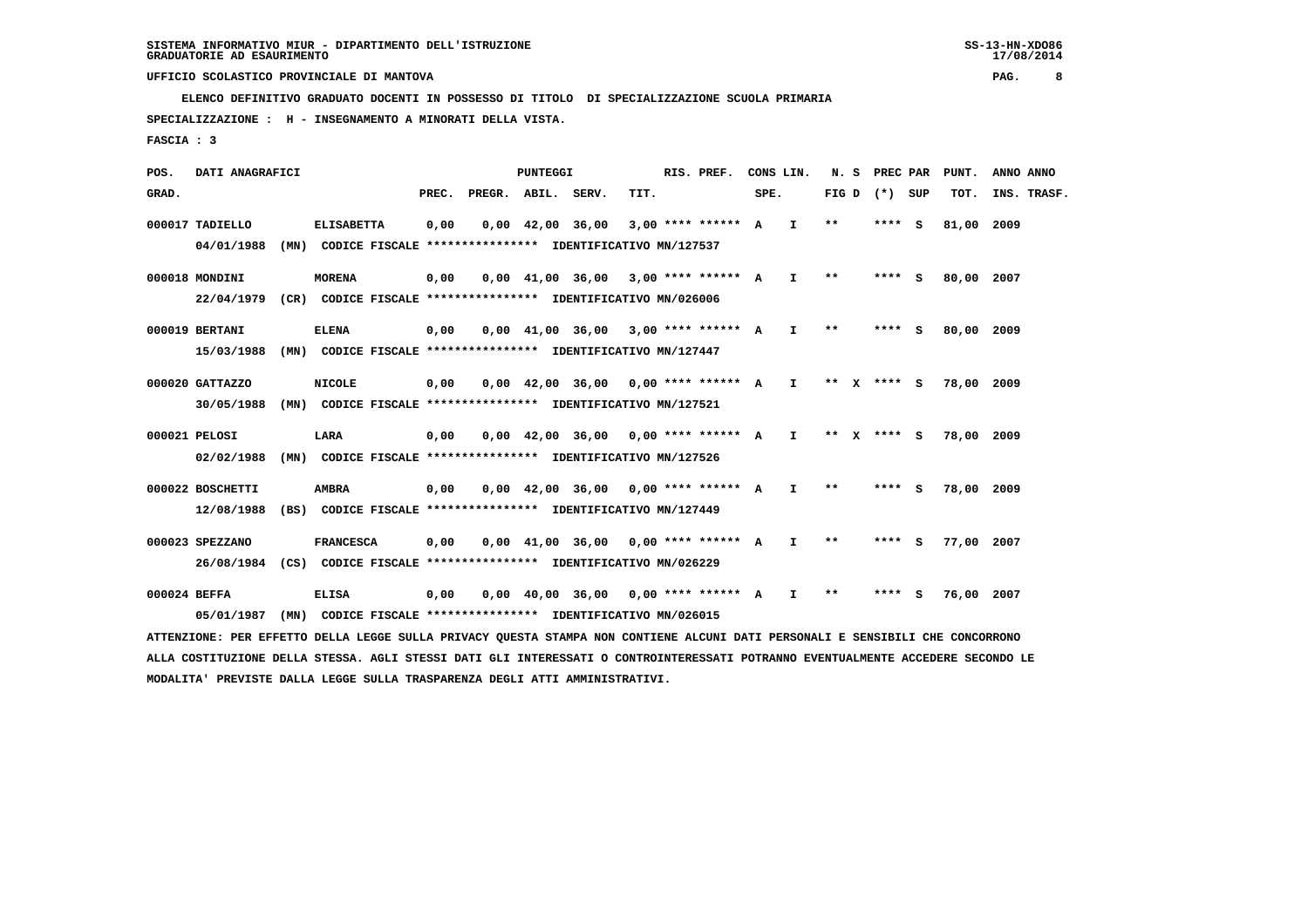SISTEMA INFORMATIVO MIUR - DIPARTIMENTO DELL'ISTRUZIONE
GRADUATORIE AD ESAURIMENTO

UFFICIO SCOLASTICO PROVINCIALE DI MANTOVA

ELENCO DEFINITIVO GRADUATO DOCENTI IN POSSESSO DI TITOLO DI SPECIALIZZAZIONE SCUOLA PRIMARIA

SPECIALIZZAZIONE : H - INSEGNAMENTO A MINORATI DELLA VISTA.

FASCIA : 3

| POS. GRAD. | DATI ANAGRAFICI | | PREC. | PREGR. | ABIL. | SERV. | TIT. | RIS. PREF. | CONS LIN. SPE. | | N. S FIG D | | PREC PAR (*) | SUP | PUNT. TOT. | ANNO INS. | ANNO TRASF. |
|---|---|---|---|---|---|---|---|---|---|---|---|---|---|---|---|---|---|
| 000017 | TADIELLO | ELISABETTA | 0,00 | 0,00 | 42,00 | 36,00 | 3,00 | **** ****** | A | I | ** | | **** | S | 81,00 | 2009 | |
| | 04/01/1988 (MN) CODICE FISCALE **************** IDENTIFICATIVO MN/127537 | | | | | | | | | | | | | | | | |
| 000018 | MONDINI | MORENA | 0,00 | 0,00 | 41,00 | 36,00 | 3,00 | **** ****** | A | I | ** | | **** | S | 80,00 | 2007 | |
| | 22/04/1979 (CR) CODICE FISCALE **************** IDENTIFICATIVO MN/026006 | | | | | | | | | | | | | | | | |
| 000019 | BERTANI | ELENA | 0,00 | 0,00 | 41,00 | 36,00 | 3,00 | **** ****** | A | I | ** | | **** | S | 80,00 | 2009 | |
| | 15/03/1988 (MN) CODICE FISCALE **************** IDENTIFICATIVO MN/127447 | | | | | | | | | | | | | | | | |
| 000020 | GATTAZZO | NICOLE | 0,00 | 0,00 | 42,00 | 36,00 | 0,00 | **** ****** | A | I | ** | X | **** | S | 78,00 | 2009 | |
| | 30/05/1988 (MN) CODICE FISCALE **************** IDENTIFICATIVO MN/127521 | | | | | | | | | | | | | | | | |
| 000021 | PELOSI | LARA | 0,00 | 0,00 | 42,00 | 36,00 | 0,00 | **** ****** | A | I | ** | X | **** | S | 78,00 | 2009 | |
| | 02/02/1988 (MN) CODICE FISCALE **************** IDENTIFICATIVO MN/127526 | | | | | | | | | | | | | | | | |
| 000022 | BOSCHETTI | AMBRA | 0,00 | 0,00 | 42,00 | 36,00 | 0,00 | **** ****** | A | I | ** | | **** | S | 78,00 | 2009 | |
| | 12/08/1988 (BS) CODICE FISCALE **************** IDENTIFICATIVO MN/127449 | | | | | | | | | | | | | | | | |
| 000023 | SPEZZANO | FRANCESCA | 0,00 | 0,00 | 41,00 | 36,00 | 0,00 | **** ****** | A | I | ** | | **** | S | 77,00 | 2007 | |
| | 26/08/1984 (CS) CODICE FISCALE **************** IDENTIFICATIVO MN/026229 | | | | | | | | | | | | | | | | |
| 000024 | BEFFA | ELISA | 0,00 | 0,00 | 40,00 | 36,00 | 0,00 | **** ****** | A | I | ** | | **** | S | 76,00 | 2007 | |
| | 05/01/1987 (MN) CODICE FISCALE **************** IDENTIFICATIVO MN/026015 | | | | | | | | | | | | | | | | |

ATTENZIONE: PER EFFETTO DELLA LEGGE SULLA PRIVACY QUESTA STAMPA NON CONTIENE ALCUNI DATI PERSONALI E SENSIBILI CHE CONCORRONO ALLA COSTITUZIONE DELLA STESSA. AGLI STESSI DATI GLI INTERESSATI O CONTROINTERESSATI POTRANNO EVENTUALMENTE ACCEDERE SECONDO LE MODALITA' PREVISTE DALLA LEGGE SULLA TRASPARENZA DEGLI ATTI AMMINISTRATIVI.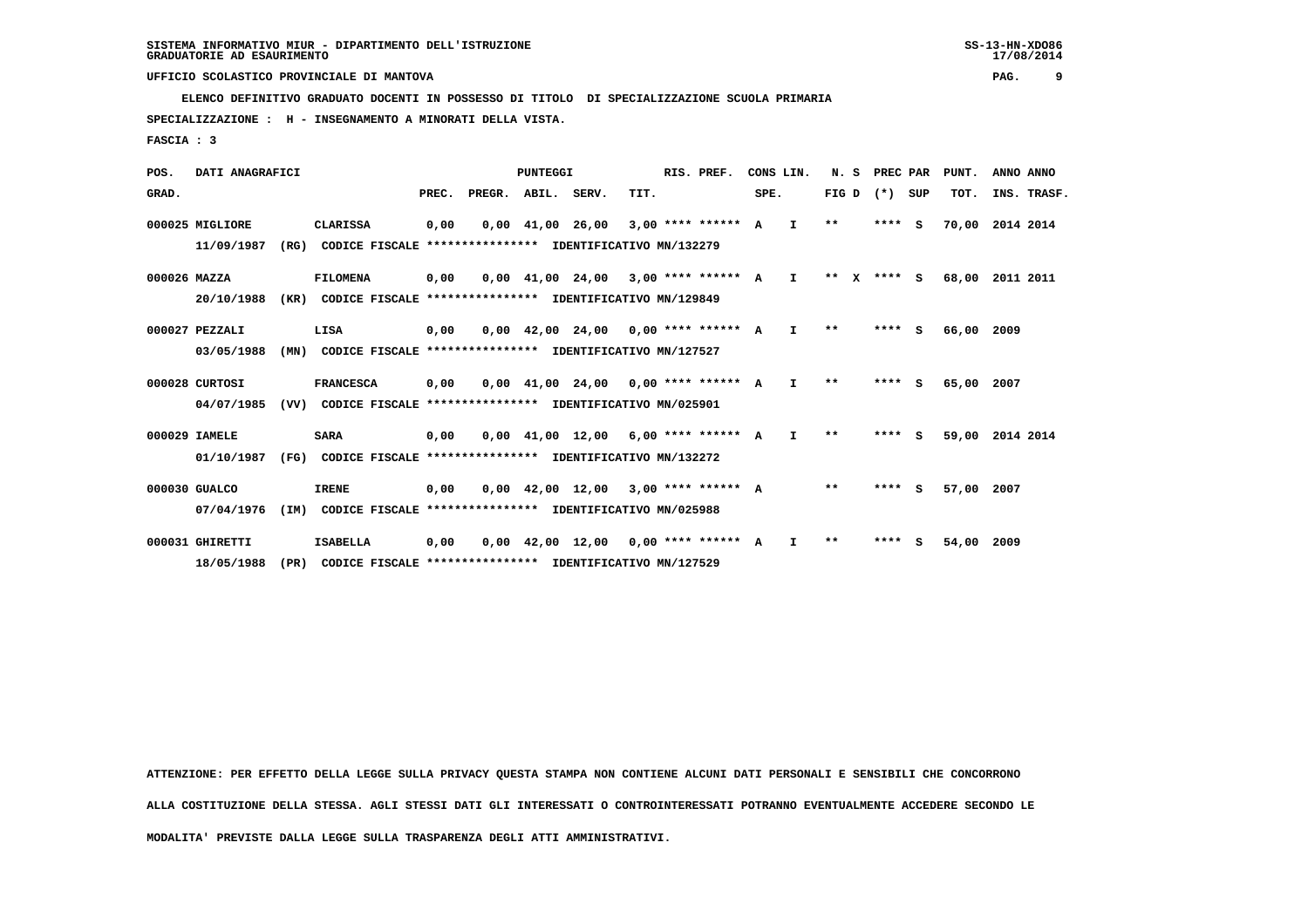SISTEMA INFORMATIVO MIUR - DIPARTIMENTO DELL'ISTRUZIONE
GRADUATORIE AD ESAURIMENTO

UFFICIO SCOLASTICO PROVINCIALE DI MANTOVA

ELENCO DEFINITIVO GRADUATO DOCENTI IN POSSESSO DI TITOLO DI SPECIALIZZAZIONE SCUOLA PRIMARIA

SPECIALIZZAZIONE : H - INSEGNAMENTO A MINORATI DELLA VISTA.

FASCIA : 3

| POS. GRAD. | DATI ANAGRAFICI | | PREC. | PREGR. | ABIL. | SERV. | TIT. | RIS. PREF. | CONS SPE. | LIN. | N. S FIG D | PREC PAR (*) | SUP | PUNT. TOT. | ANNO INS. | ANNO TRASF. |
|---|---|---|---|---|---|---|---|---|---|---|---|---|---|---|---|---|
| 000025 | MIGLIORE | CLARISSA | 0,00 | 0,00 | 41,00 | 26,00 | 3,00 | **** ****** | A | I | ** | **** | S | 70,00 | 2014 | 2014 |
| | 11/09/1987 (RG) | CODICE FISCALE **************** IDENTIFICATIVO MN/132279 | | | | | | | | | | | | | | |
| 000026 | MAZZA | FILOMENA | 0,00 | 0,00 | 41,00 | 24,00 | 3,00 | **** ****** | A | I | ** X | **** | S | 68,00 | 2011 | 2011 |
| | 20/10/1988 (KR) | CODICE FISCALE **************** IDENTIFICATIVO MN/129849 | | | | | | | | | | | | | | |
| 000027 | PEZZALI | LISA | 0,00 | 0,00 | 42,00 | 24,00 | 0,00 | **** ****** | A | I | ** | **** | S | 66,00 | 2009 | |
| | 03/05/1988 (MN) | CODICE FISCALE **************** IDENTIFICATIVO MN/127527 | | | | | | | | | | | | | | |
| 000028 | CURTOSI | FRANCESCA | 0,00 | 0,00 | 41,00 | 24,00 | 0,00 | **** ****** | A | I | ** | **** | S | 65,00 | 2007 | |
| | 04/07/1985 (VV) | CODICE FISCALE **************** IDENTIFICATIVO MN/025901 | | | | | | | | | | | | | | |
| 000029 | IAMELE | SARA | 0,00 | 0,00 | 41,00 | 12,00 | 6,00 | **** ****** | A | I | ** | **** | S | 59,00 | 2014 | 2014 |
| | 01/10/1987 (FG) | CODICE FISCALE **************** IDENTIFICATIVO MN/132272 | | | | | | | | | | | | | | |
| 000030 | GUALCO | IRENE | 0,00 | 0,00 | 42,00 | 12,00 | 3,00 | **** ****** | A | | ** | **** | S | 57,00 | 2007 | |
| | 07/04/1976 (IM) | CODICE FISCALE **************** IDENTIFICATIVO MN/025988 | | | | | | | | | | | | | | |
| 000031 | GHIRETTI | ISABELLA | 0,00 | 0,00 | 42,00 | 12,00 | 0,00 | **** ****** | A | I | ** | **** | S | 54,00 | 2009 | |
| | 18/05/1988 (PR) | CODICE FISCALE **************** IDENTIFICATIVO MN/127529 | | | | | | | | | | | | | | |

ATTENZIONE: PER EFFETTO DELLA LEGGE SULLA PRIVACY QUESTA STAMPA NON CONTIENE ALCUNI DATI PERSONALI E SENSIBILI CHE CONCORRONO ALLA COSTITUZIONE DELLA STESSA. AGLI STESSI DATI GLI INTERESSATI O CONTROINTERESSATI POTRANNO EVENTUALMENTE ACCEDERE SECONDO LE MODALITA' PREVISTE DALLA LEGGE SULLA TRASPARENZA DEGLI ATTI AMMINISTRATIVI.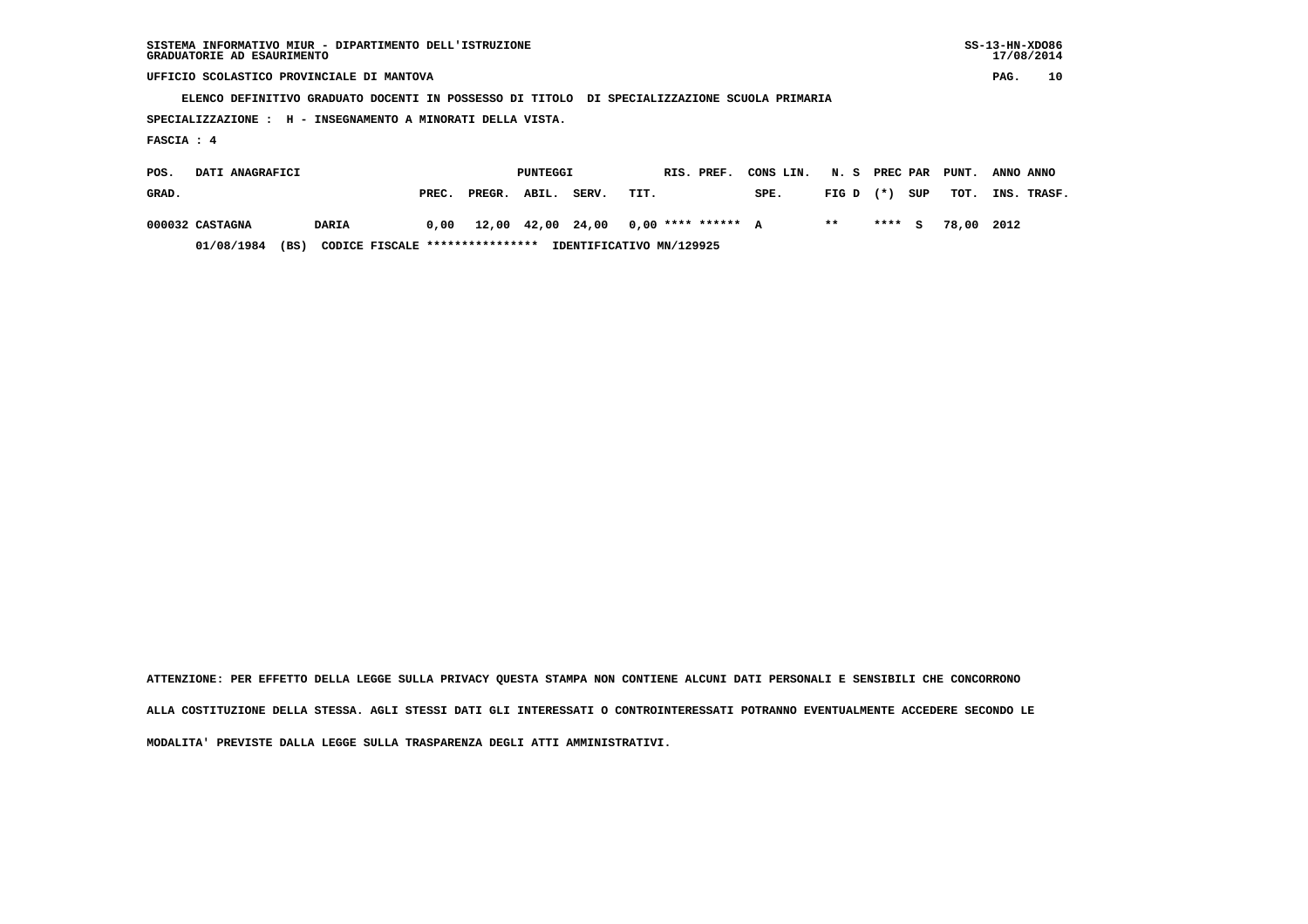SISTEMA INFORMATIVO MIUR - DIPARTIMENTO DELL'ISTRUZIONE
GRADUATORIE AD ESAURIMENTO

SS-13-HN-XDO86
17/08/2014

UFFICIO SCOLASTICO PROVINCIALE DI MANTOVA

ELENCO DEFINITIVO GRADUATO DOCENTI IN POSSESSO DI TITOLO DI SPECIALIZZAZIONE SCUOLA PRIMARIA

SPECIALIZZAZIONE : H - INSEGNAMENTO A MINORATI DELLA VISTA.

FASCIA : 4

| POS. GRAD. | DATI ANAGRAFICI | | PUNTEGGI PREC. | PREGR. | ABIL. | SERV. | TIT. | RIS. PREF. | CONS LIN. SPE. | N. S FIG D | PREC PAR (*) | SUP | PUNT. TOT. | ANNO INS. | ANNO TRASF. |
|---|---|---|---|---|---|---|---|---|---|---|---|---|---|---|---|
| 000032 | CASTAGNA | DARIA | 0,00 | 12,00 | 42,00 | 24,00 | 0,00 | **** ****** | A | ** | **** | S | 78,00 | 2012 | |
| | 01/08/1984 (BS) | CODICE FISCALE **************** | IDENTIFICATIVO MN/129925 | | | | | | | | | | | | |

ATTENZIONE: PER EFFETTO DELLA LEGGE SULLA PRIVACY QUESTA STAMPA NON CONTIENE ALCUNI DATI PERSONALI E SENSIBILI CHE CONCORRONO ALLA COSTITUZIONE DELLA STESSA. AGLI STESSI DATI GLI INTERESSATI O CONTROINTERESSATI POTRANNO EVENTUALMENTE ACCEDERE SECONDO LE MODALITA' PREVISTE DALLA LEGGE SULLA TRASPARENZA DEGLI ATTI AMMINISTRATIVI.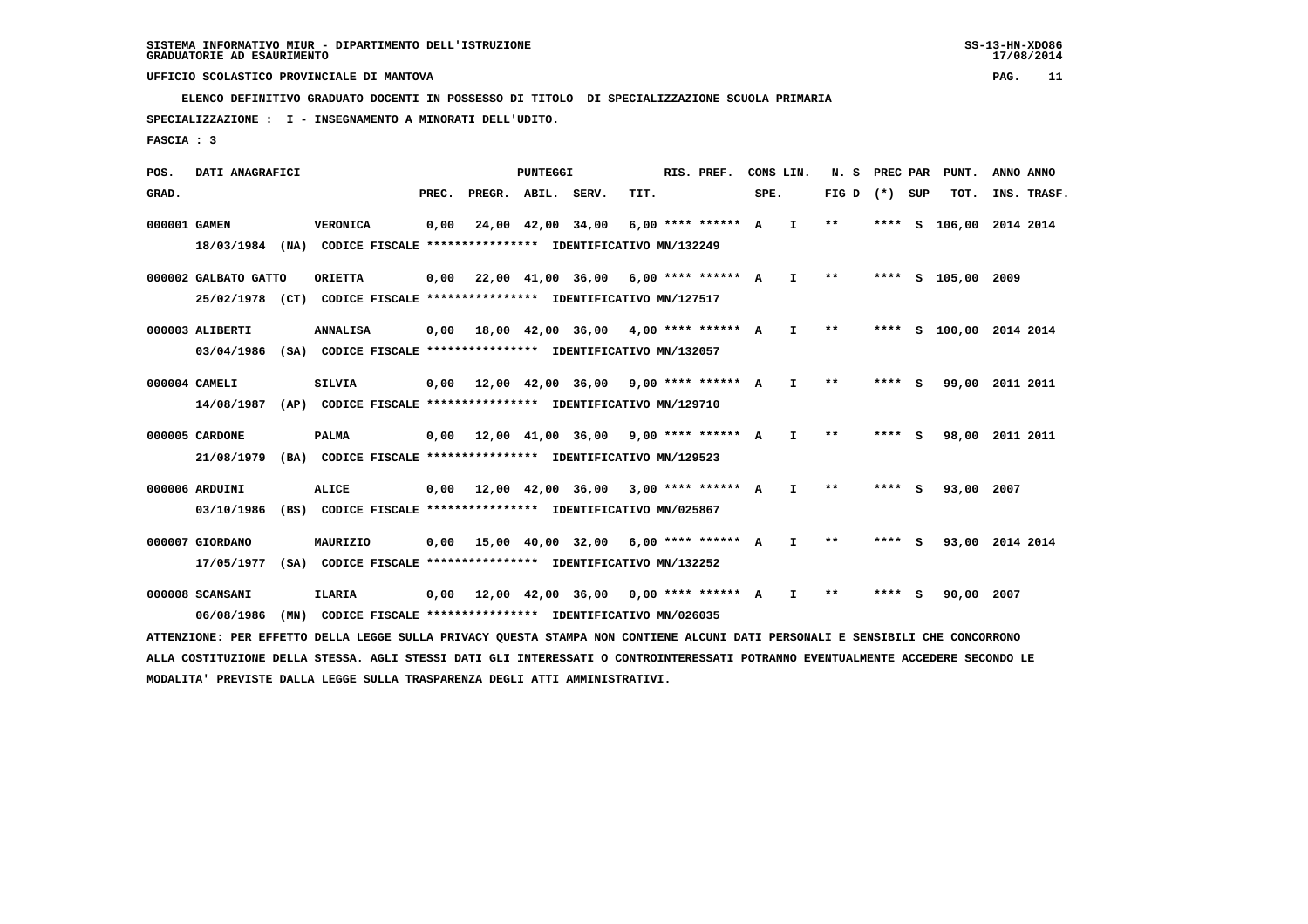SISTEMA INFORMATIVO MIUR - DIPARTIMENTO DELL'ISTRUZIONE
GRADUATORIE AD ESAURIMENTO

UFFICIO SCOLASTICO PROVINCIALE DI MANTOVA

ELENCO DEFINITIVO GRADUATO DOCENTI IN POSSESSO DI TITOLO DI SPECIALIZZAZIONE SCUOLA PRIMARIA

SPECIALIZZAZIONE : I - INSEGNAMENTO A MINORATI DELL'UDITO.

FASCIA : 3

| POS. GRAD. | DATI ANAGRAFICI | | PREC. | PREGR. | ABIL. | SERV. | TIT. | RIS. PREF. | CONS SPE. | LIN. | N. S FIG D | PREC (*) | PAR SUP | PUNT. TOT. | ANNO INS. | ANNO TRASF. |
|---|---|---|---|---|---|---|---|---|---|---|---|---|---|---|---|---|
| 000001 | GAMEN | VERONICA | 0,00 | 24,00 | 42,00 | 34,00 | 6,00 | **** ****** | A | I | ** | **** | S | 106,00 | 2014 | 2014 |
| | 18/03/1984 (NA) CODICE FISCALE **************** IDENTIFICATIVO MN/132249 | | | | | | | | | | | | | | | |
| 000002 | GALBATO GATTO | ORIETTA | 0,00 | 22,00 | 41,00 | 36,00 | 6,00 | **** ****** | A | I | ** | **** | S | 105,00 | 2009 | |
| | 25/02/1978 (CT) CODICE FISCALE **************** IDENTIFICATIVO MN/127517 | | | | | | | | | | | | | | | |
| 000003 | ALIBERTI | ANNALISA | 0,00 | 18,00 | 42,00 | 36,00 | 4,00 | **** ****** | A | I | ** | **** | S | 100,00 | 2014 | 2014 |
| | 03/04/1986 (SA) CODICE FISCALE **************** IDENTIFICATIVO MN/132057 | | | | | | | | | | | | | | | |
| 000004 | CAMELI | SILVIA | 0,00 | 12,00 | 42,00 | 36,00 | 9,00 | **** ****** | A | I | ** | **** | S | 99,00 | 2011 | 2011 |
| | 14/08/1987 (AP) CODICE FISCALE **************** IDENTIFICATIVO MN/129710 | | | | | | | | | | | | | | | |
| 000005 | CARDONE | PALMA | 0,00 | 12,00 | 41,00 | 36,00 | 9,00 | **** ****** | A | I | ** | **** | S | 98,00 | 2011 | 2011 |
| | 21/08/1979 (BA) CODICE FISCALE **************** IDENTIFICATIVO MN/129523 | | | | | | | | | | | | | | | |
| 000006 | ARDUINI | ALICE | 0,00 | 12,00 | 42,00 | 36,00 | 3,00 | **** ****** | A | I | ** | **** | S | 93,00 | 2007 | |
| | 03/10/1986 (BS) CODICE FISCALE **************** IDENTIFICATIVO MN/025867 | | | | | | | | | | | | | | | |
| 000007 | GIORDANO | MAURIZIO | 0,00 | 15,00 | 40,00 | 32,00 | 6,00 | **** ****** | A | I | ** | **** | S | 93,00 | 2014 | 2014 |
| | 17/05/1977 (SA) CODICE FISCALE **************** IDENTIFICATIVO MN/132252 | | | | | | | | | | | | | | | |
| 000008 | SCANSANI | ILARIA | 0,00 | 12,00 | 42,00 | 36,00 | 0,00 | **** ****** | A | I | ** | **** | S | 90,00 | 2007 | |
| | 06/08/1986 (MN) CODICE FISCALE **************** IDENTIFICATIVO MN/026035 | | | | | | | | | | | | | | | |

ATTENZIONE: PER EFFETTO DELLA LEGGE SULLA PRIVACY QUESTA STAMPA NON CONTIENE ALCUNI DATI PERSONALI E SENSIBILI CHE CONCORRONO ALLA COSTITUZIONE DELLA STESSA. AGLI STESSI DATI GLI INTERESSATI O CONTROINTERESSATI POTRANNO EVENTUALMENTE ACCEDERE SECONDO LE MODALITA' PREVISTE DALLA LEGGE SULLA TRASPARENZA DEGLI ATTI AMMINISTRATIVI.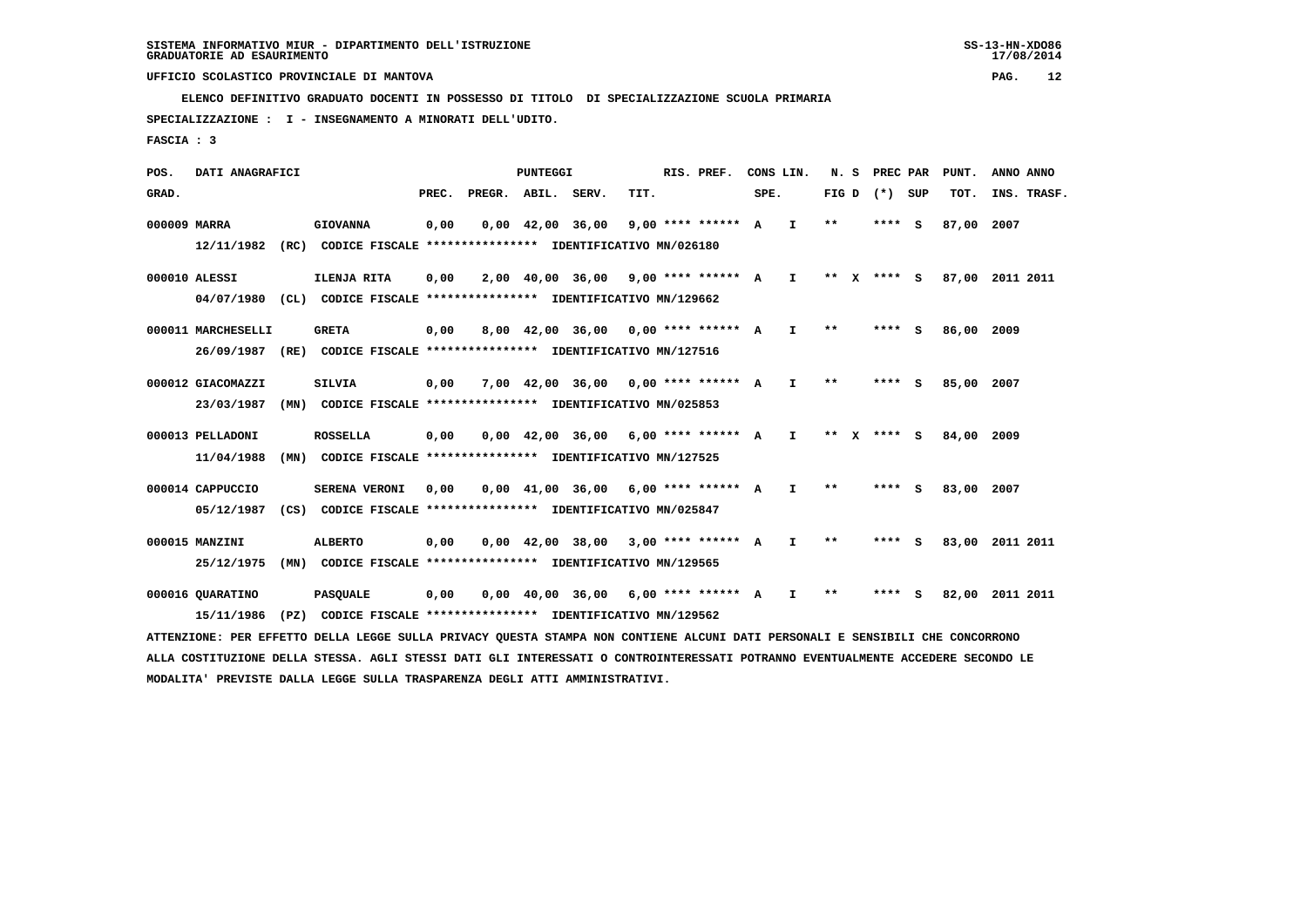SISTEMA INFORMATIVO MIUR - DIPARTIMENTO DELL'ISTRUZIONE
GRADUATORIE AD ESAURIMENTO

UFFICIO SCOLASTICO PROVINCIALE DI MANTOVA

ELENCO DEFINITIVO GRADUATO DOCENTI IN POSSESSO DI TITOLO DI SPECIALIZZAZIONE SCUOLA PRIMARIA

SPECIALIZZAZIONE : I - INSEGNAMENTO A MINORATI DELL'UDITO.

FASCIA : 3

| POS. GRAD. | DATI ANAGRAFICI | | PREC. | PREGR. | ABIL. | SERV. | TIT. | RIS. PREF. | CONS LIN. SPE. | | N. S FIG D | (*) | PREC PAR SUP | PUNT. TOT. | ANNO INS. | ANNO TRASF. |
|---|---|---|---|---|---|---|---|---|---|---|---|---|---|---|---|---|
| 000009 | MARRA | GIOVANNA | 0,00 | 0,00 | 42,00 | 36,00 | 9,00 | **** ****** | A | I | ** | **** | S | 87,00 | 2007 | |
| | 12/11/1982 (RC) CODICE FISCALE **************** IDENTIFICATIVO MN/026180 | | | | | | | | | | | | | | | |
| 000010 | ALESSI | ILENJA RITA | 0,00 | 2,00 | 40,00 | 36,00 | 9,00 | **** ****** | A | I | ** X | **** | S | 87,00 | 2011 | 2011 |
| | 04/07/1980 (CL) CODICE FISCALE **************** IDENTIFICATIVO MN/129662 | | | | | | | | | | | | | | | |
| 000011 | MARCHESELLI | GRETA | 0,00 | 8,00 | 42,00 | 36,00 | 0,00 | **** ****** | A | I | ** | **** | S | 86,00 | 2009 | |
| | 26/09/1987 (RE) CODICE FISCALE **************** IDENTIFICATIVO MN/127516 | | | | | | | | | | | | | | | |
| 000012 | GIACOMAZZI | SILVIA | 0,00 | 7,00 | 42,00 | 36,00 | 0,00 | **** ****** | A | I | ** | **** | S | 85,00 | 2007 | |
| | 23/03/1987 (MN) CODICE FISCALE **************** IDENTIFICATIVO MN/025853 | | | | | | | | | | | | | | | |
| 000013 | PELLADONI | ROSSELLA | 0,00 | 0,00 | 42,00 | 36,00 | 6,00 | **** ****** | A | I | ** X | **** | S | 84,00 | 2009 | |
| | 11/04/1988 (MN) CODICE FISCALE **************** IDENTIFICATIVO MN/127525 | | | | | | | | | | | | | | | |
| 000014 | CAPPUCCIO | SERENA VERONI | 0,00 | 0,00 | 41,00 | 36,00 | 6,00 | **** ****** | A | I | ** | **** | S | 83,00 | 2007 | |
| | 05/12/1987 (CS) CODICE FISCALE **************** IDENTIFICATIVO MN/025847 | | | | | | | | | | | | | | | |
| 000015 | MANZINI | ALBERTO | 0,00 | 0,00 | 42,00 | 38,00 | 3,00 | **** ****** | A | I | ** | **** | S | 83,00 | 2011 | 2011 |
| | 25/12/1975 (MN) CODICE FISCALE **************** IDENTIFICATIVO MN/129565 | | | | | | | | | | | | | | | |
| 000016 | QUARATINO | PASQUALE | 0,00 | 0,00 | 40,00 | 36,00 | 6,00 | **** ****** | A | I | ** | **** | S | 82,00 | 2011 | 2011 |
| | 15/11/1986 (PZ) CODICE FISCALE **************** IDENTIFICATIVO MN/129562 | | | | | | | | | | | | | | | |

ATTENZIONE: PER EFFETTO DELLA LEGGE SULLA PRIVACY QUESTA STAMPA NON CONTIENE ALCUNI DATI PERSONALI E SENSIBILI CHE CONCORRONO ALLA COSTITUZIONE DELLA STESSA. AGLI STESSI DATI GLI INTERESSATI O CONTROINTERESSATI POTRANNO EVENTUALMENTE ACCEDERE SECONDO LE MODALITA' PREVISTE DALLA LEGGE SULLA TRASPARENZA DEGLI ATTI AMMINISTRATIVI.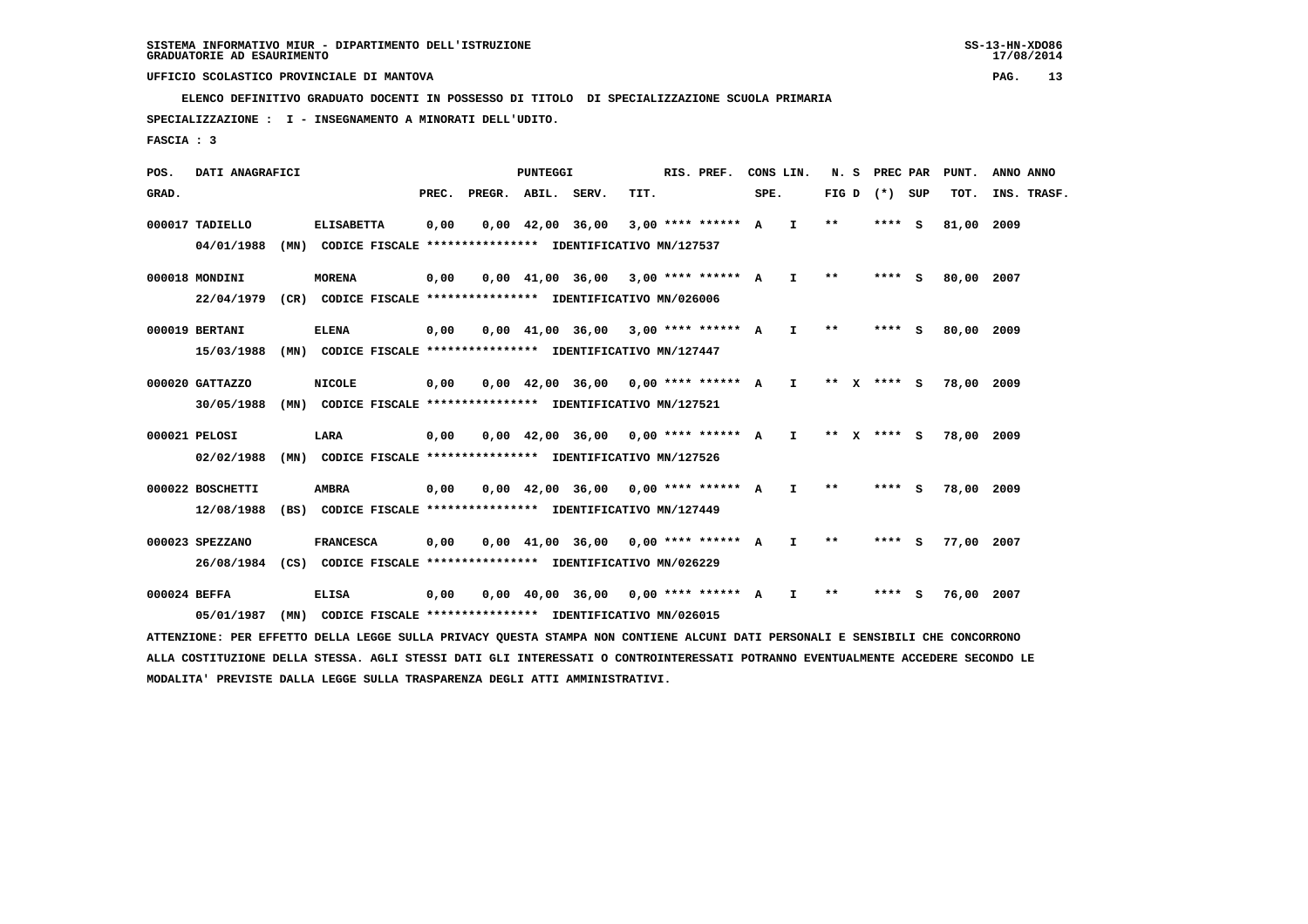SISTEMA INFORMATIVO MIUR - DIPARTIMENTO DELL'ISTRUZIONE
GRADUATORIE AD ESAURIMENTO

UFFICIO SCOLASTICO PROVINCIALE DI MANTOVA

ELENCO DEFINITIVO GRADUATO DOCENTI IN POSSESSO DI TITOLO DI SPECIALIZZAZIONE SCUOLA PRIMARIA

SPECIALIZZAZIONE : I - INSEGNAMENTO A MINORATI DELL'UDITO.

FASCIA : 3

| POS. GRAD. | DATI ANAGRAFICI | | PREC. | PREGR. | ABIL. | SERV. | TIT. | RIS. PREF. | CONS SPE. | LIN. | N. S FIG D | PREC (*) | PAR SUP | PUNT. TOT. | ANNO INS. | ANNO TRASF. |
|---|---|---|---|---|---|---|---|---|---|---|---|---|---|---|---|---|
| 000017 | TADIELLO | ELISABETTA | 0,00 | 0,00 | 42,00 | 36,00 | 3,00 | **** ****** | A | I | ** | **** | S | 81,00 | 2009 | |
| | 04/01/1988 (MN) CODICE FISCALE **************** IDENTIFICATIVO MN/127537 | | | | | | | | | | | | | | | |
| 000018 | MONDINI | MORENA | 0,00 | 0,00 | 41,00 | 36,00 | 3,00 | **** ****** | A | I | ** | **** | S | 80,00 | 2007 | |
| | 22/04/1979 (CR) CODICE FISCALE **************** IDENTIFICATIVO MN/026006 | | | | | | | | | | | | | | | |
| 000019 | BERTANI | ELENA | 0,00 | 0,00 | 41,00 | 36,00 | 3,00 | **** ****** | A | I | ** | **** | S | 80,00 | 2009 | |
| | 15/03/1988 (MN) CODICE FISCALE **************** IDENTIFICATIVO MN/127447 | | | | | | | | | | | | | | | |
| 000020 | GATTAZZO | NICOLE | 0,00 | 0,00 | 42,00 | 36,00 | 0,00 | **** ****** | A | I | ** X | **** | S | 78,00 | 2009 | |
| | 30/05/1988 (MN) CODICE FISCALE **************** IDENTIFICATIVO MN/127521 | | | | | | | | | | | | | | | |
| 000021 | PELOSI | LARA | 0,00 | 0,00 | 42,00 | 36,00 | 0,00 | **** ****** | A | I | ** X | **** | S | 78,00 | 2009 | |
| | 02/02/1988 (MN) CODICE FISCALE **************** IDENTIFICATIVO MN/127526 | | | | | | | | | | | | | | | |
| 000022 | BOSCHETTI | AMBRA | 0,00 | 0,00 | 42,00 | 36,00 | 0,00 | **** ****** | A | I | ** | **** | S | 78,00 | 2009 | |
| | 12/08/1988 (BS) CODICE FISCALE **************** IDENTIFICATIVO MN/127449 | | | | | | | | | | | | | | | |
| 000023 | SPEZZANO | FRANCESCA | 0,00 | 0,00 | 41,00 | 36,00 | 0,00 | **** ****** | A | I | ** | **** | S | 77,00 | 2007 | |
| | 26/08/1984 (CS) CODICE FISCALE **************** IDENTIFICATIVO MN/026229 | | | | | | | | | | | | | | | |
| 000024 | BEFFA | ELISA | 0,00 | 0,00 | 40,00 | 36,00 | 0,00 | **** ****** | A | I | ** | **** | S | 76,00 | 2007 | |
| | 05/01/1987 (MN) CODICE FISCALE **************** IDENTIFICATIVO MN/026015 | | | | | | | | | | | | | | | |

ATTENZIONE: PER EFFETTO DELLA LEGGE SULLA PRIVACY QUESTA STAMPA NON CONTIENE ALCUNI DATI PERSONALI E SENSIBILI CHE CONCORRONO ALLA COSTITUZIONE DELLA STESSA. AGLI STESSI DATI GLI INTERESSATI O CONTROINTERESSATI POTRANNO EVENTUALMENTE ACCEDERE SECONDO LE MODALITA' PREVISTE DALLA LEGGE SULLA TRASPARENZA DEGLI ATTI AMMINISTRATIVI.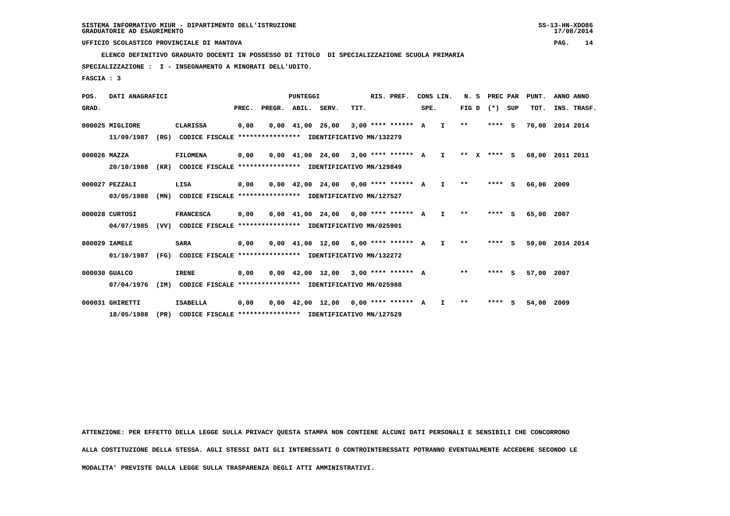SISTEMA INFORMATIVO MIUR - DIPARTIMENTO DELL'ISTRUZIONE
GRADUATORIE AD ESAURIMENTO

UFFICIO SCOLASTICO PROVINCIALE DI MANTOVA

**ELENCO DEFINITIVO GRADUATO DOCENTI IN POSSESSO DI TITOLO DI SPECIALIZZAZIONE SCUOLA PRIMARIA**

**SPECIALIZZAZIONE : I - INSEGNAMENTO A MINORATI DELL'UDITO.**

**FASCIA : 3**

| POS. GRAD. | DATI ANAGRAFICI | | PREC. | PREGR. | ABIL. | SERV. | TIT. | RIS. PREF. | CONS LIN. SPE. | | N. S FIG D | (*) | PREC PAR SUP | PUNT. TOT. | ANNO INS. | ANNO TRASF. |
|---|---|---|---|---|---|---|---|---|---|---|---|---|---|---|---|---|
| 000025 | MIGLIORE | CLARISSA | 0,00 | 0,00 | 41,00 | 26,00 | 3,00 | **** ****** | A | I | ** | **** | S | 70,00 | 2014 | 2014 |
| | 11/09/1987 (RG) | CODICE FISCALE **************** IDENTIFICATIVO MN/132279 | | | | | | | | | | | | | | |
| 000026 | MAZZA | FILOMENA | 0,00 | 0,00 | 41,00 | 24,00 | 3,00 | **** ****** | A | I | ** X | **** | S | 68,00 | 2011 | 2011 |
| | 20/10/1988 (KR) | CODICE FISCALE **************** IDENTIFICATIVO MN/129849 | | | | | | | | | | | | | | |
| 000027 | PEZZALI | LISA | 0,00 | 0,00 | 42,00 | 24,00 | 0,00 | **** ****** | A | I | ** | **** | S | 66,00 | 2009 | |
| | 03/05/1988 (MN) | CODICE FISCALE **************** IDENTIFICATIVO MN/127527 | | | | | | | | | | | | | | |
| 000028 | CURTOSI | FRANCESCA | 0,00 | 0,00 | 41,00 | 24,00 | 0,00 | **** ****** | A | I | ** | **** | S | 65,00 | 2007 | |
| | 04/07/1985 (VV) | CODICE FISCALE **************** IDENTIFICATIVO MN/025901 | | | | | | | | | | | | | | |
| 000029 | IAMELE | SARA | 0,00 | 0,00 | 41,00 | 12,00 | 6,00 | **** ****** | A | I | ** | **** | S | 59,00 | 2014 | 2014 |
| | 01/10/1987 (FG) | CODICE FISCALE **************** IDENTIFICATIVO MN/132272 | | | | | | | | | | | | | | |
| 000030 | GUALCO | IRENE | 0,00 | 0,00 | 42,00 | 12,00 | 3,00 | **** ****** | A | | ** | **** | S | 57,00 | 2007 | |
| | 07/04/1976 (IM) | CODICE FISCALE **************** IDENTIFICATIVO MN/025988 | | | | | | | | | | | | | | |
| 000031 | GHIRETTI | ISABELLA | 0,00 | 0,00 | 42,00 | 12,00 | 0,00 | **** ****** | A | I | ** | **** | S | 54,00 | 2009 | |
| | 18/05/1988 (PR) | CODICE FISCALE **************** IDENTIFICATIVO MN/127529 | | | | | | | | | | | | | | |

ATTENZIONE: PER EFFETTO DELLA LEGGE SULLA PRIVACY QUESTA STAMPA NON CONTIENE ALCUNI DATI PERSONALI E SENSIBILI CHE CONCORRONO ALLA COSTITUZIONE DELLA STESSA. AGLI STESSI DATI GLI INTERESSATI O CONTROINTERESSATI POTRANNO EVENTUALMENTE ACCEDERE SECONDO LE MODALITA' PREVISTE DALLA LEGGE SULLA TRASPARENZA DEGLI ATTI AMMINISTRATIVI.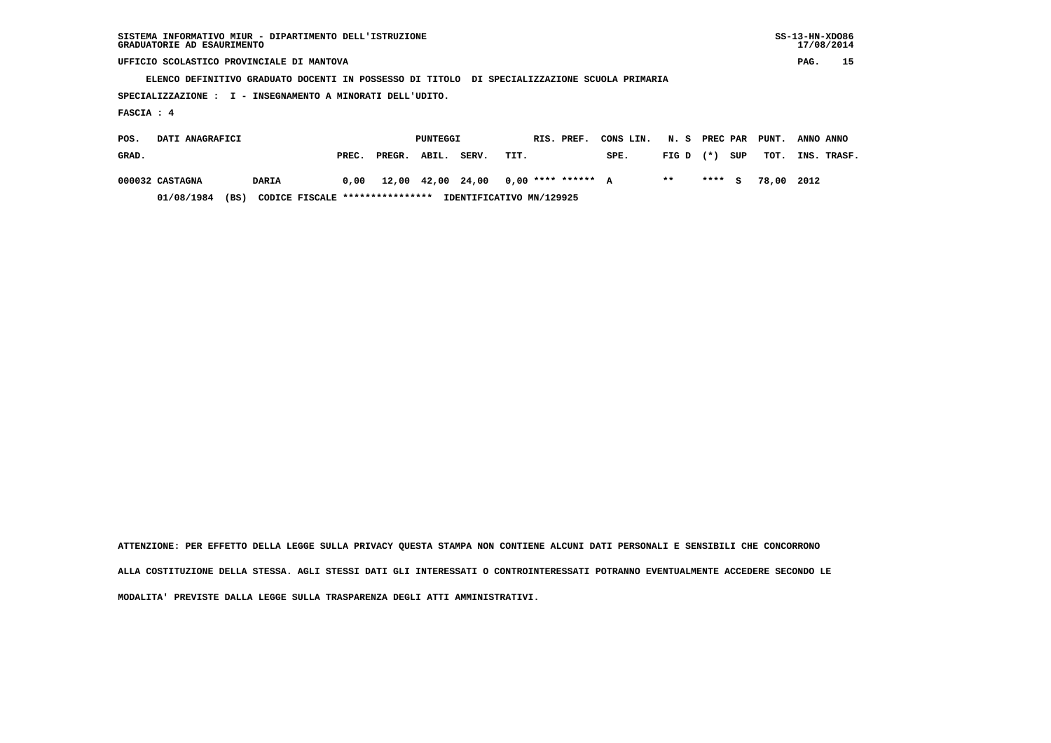SISTEMA INFORMATIVO MIUR - DIPARTIMENTO DELL'ISTRUZIONE
GRADUATORIE AD ESAURIMENTO

SS-13-HN-XDO86
17/08/2014

UFFICIO SCOLASTICO PROVINCIALE DI MANTOVA

**ELENCO DEFINITIVO GRADUATO DOCENTI IN POSSESSO DI TITOLO DI SPECIALIZZAZIONE SCUOLA PRIMARIA**

**SPECIALIZZAZIONE : I - INSEGNAMENTO A MINORATI DELL'UDITO.**

**FASCIA : 4**

| POS. GRAD. | DATI ANAGRAFICI | | PUNTEGGI PREC. | PREGR. | ABIL. | SERV. | TIT. | RIS. PREF. | CONS LIN. SPE. | N. S FIG D | PREC PAR (*) | SUP | PUNT. TOT. | ANNO INS. | ANNO TRASF. |
|---|---|---|---|---|---|---|---|---|---|---|---|---|---|---|---|
| 000032 | CASTAGNA | DARIA | 0,00 | 12,00 | 42,00 | 24,00 | 0,00 | **** ****** | A | ** | **** | S | 78,00 | 2012 | |
| | 01/08/1984 (BS) | CODICE FISCALE **************** IDENTIFICATIVO MN/129925 | | | | | | | | | | | | | |

ATTENZIONE: PER EFFETTO DELLA LEGGE SULLA PRIVACY QUESTA STAMPA NON CONTIENE ALCUNI DATI PERSONALI E SENSIBILI CHE CONCORRONO ALLA COSTITUZIONE DELLA STESSA. AGLI STESSI DATI GLI INTERESSATI O CONTROINTERESSATI POTRANNO EVENTUALMENTE ACCEDERE SECONDO LE MODALITA' PREVISTE DALLA LEGGE SULLA TRASPARENZA DEGLI ATTI AMMINISTRATIVI.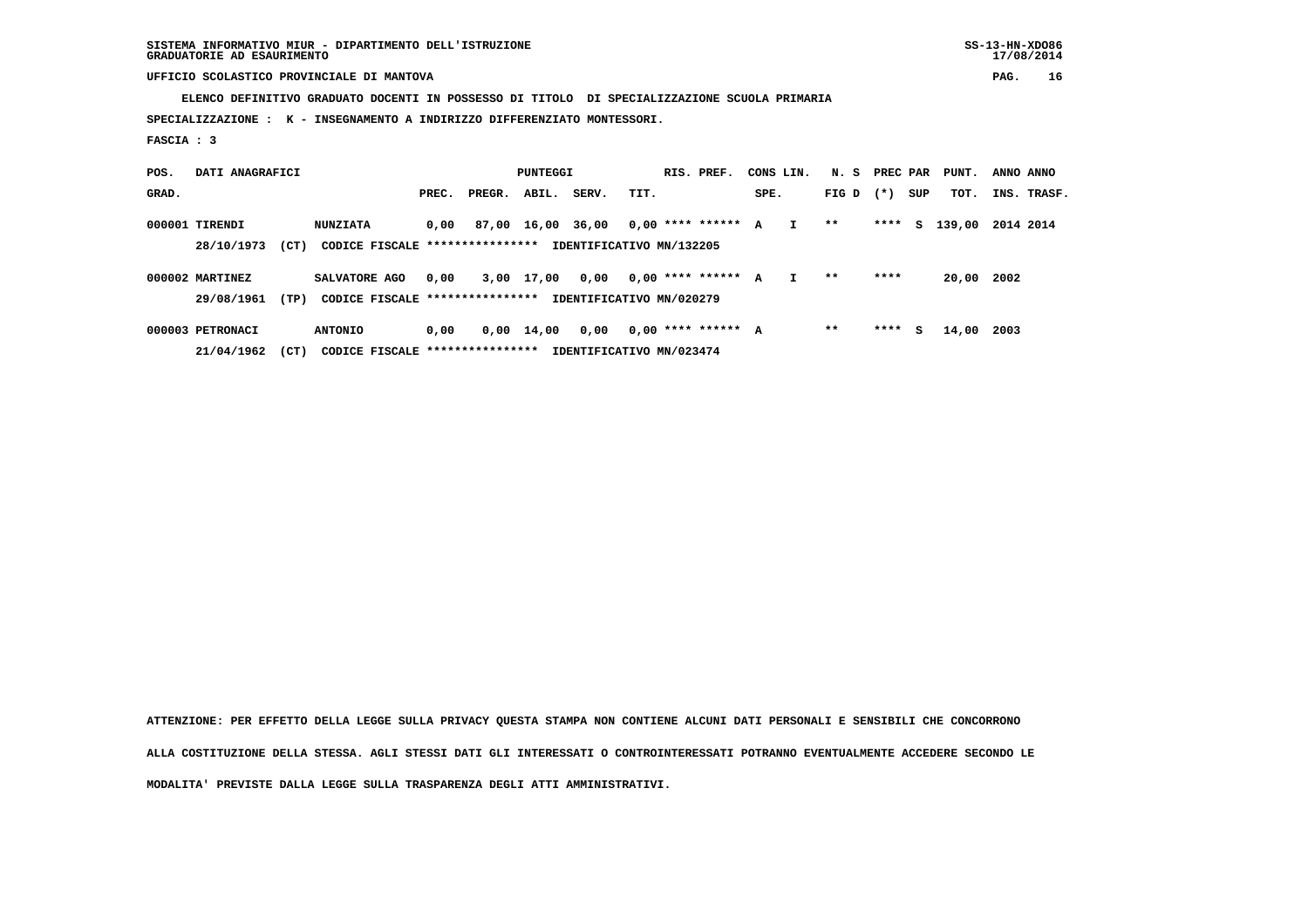SISTEMA INFORMATIVO MIUR - DIPARTIMENTO DELL'ISTRUZIONE
GRADUATORIE AD ESAURIMENTO

UFFICIO SCOLASTICO PROVINCIALE DI MANTOVA

ELENCO DEFINITIVO GRADUATO DOCENTI IN POSSESSO DI TITOLO DI SPECIALIZZAZIONE SCUOLA PRIMARIA

SPECIALIZZAZIONE : K - INSEGNAMENTO A INDIRIZZO DIFFERENZIATO MONTESSORI.

FASCIA : 3

| POS. GRAD. | DATI ANAGRAFICI | | PREC. | PREGR. | ABIL. | SERV. | TIT. | RIS. PREF. | CONS SPE. | LIN. | N. S FIG D | PREC (*) | PAR SUP | PUNT. TOT. | ANNO INS. | ANNO TRASF. |
|---|---|---|---|---|---|---|---|---|---|---|---|---|---|---|---|---|
| 000001 | TIRENDI | NUNZIATA | 0,00 | 87,00 | 16,00 | 36,00 | 0,00 | **** ****** | A | I | ** | **** | S | 139,00 | 2014 | 2014 |
| | 28/10/1973 (CT) | CODICE FISCALE **************** | IDENTIFICATIVO MN/132205 | | | | | | | | | | | | | |
| 000002 | MARTINEZ | SALVATORE AGO | 0,00 | 3,00 | 17,00 | 0,00 | 0,00 | **** ****** | A | I | ** | **** | | 20,00 | 2002 | |
| | 29/08/1961 (TP) | CODICE FISCALE **************** | IDENTIFICATIVO MN/020279 | | | | | | | | | | | | | |
| 000003 | PETRONACI | ANTONIO | 0,00 | 0,00 | 14,00 | 0,00 | 0,00 | **** ****** | A | | ** | **** | S | 14,00 | 2003 | |
| | 21/04/1962 (CT) | CODICE FISCALE **************** | IDENTIFICATIVO MN/023474 | | | | | | | | | | | | | |

ATTENZIONE: PER EFFETTO DELLA LEGGE SULLA PRIVACY QUESTA STAMPA NON CONTIENE ALCUNI DATI PERSONALI E SENSIBILI CHE CONCORRONO ALLA COSTITUZIONE DELLA STESSA. AGLI STESSI DATI GLI INTERESSATI O CONTROINTERESSATI POTRANNO EVENTUALMENTE ACCEDERE SECONDO LE MODALITA' PREVISTE DALLA LEGGE SULLA TRASPARENZA DEGLI ATTI AMMINISTRATIVI.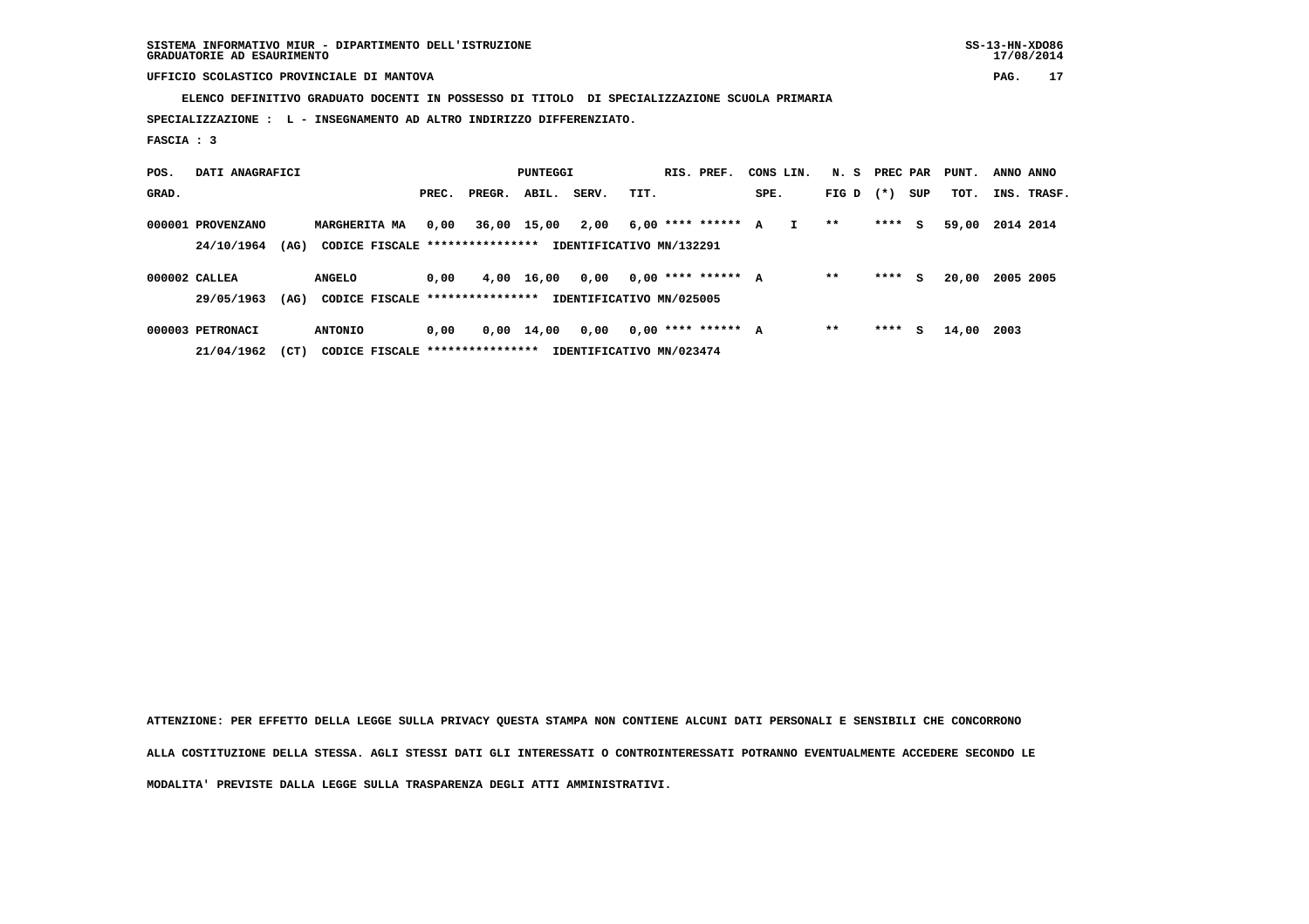SISTEMA INFORMATIVO MIUR - DIPARTIMENTO DELL'ISTRUZIONE
GRADUATORIE AD ESAURIMENTO

UFFICIO SCOLASTICO PROVINCIALE DI MANTOVA

ELENCO DEFINITIVO GRADUATO DOCENTI IN POSSESSO DI TITOLO DI SPECIALIZZAZIONE SCUOLA PRIMARIA

SPECIALIZZAZIONE : L - INSEGNAMENTO AD ALTRO INDIRIZZO DIFFERENZIATO.

FASCIA : 3

| POS. GRAD. | DATI ANAGRAFICI | | PREC. | PREGR. | ABIL. | SERV. | TIT. | RIS. PREF. | CONS SPE. | LIN. | N. S FIG D | PREC (*) | PAR SUP | PUNT. TOT. | ANNO INS. | ANNO TRASF. |
|---|---|---|---|---|---|---|---|---|---|---|---|---|---|---|---|---|
| 000001 | PROVENZANO | MARGHERITA MA | 0,00 | 36,00 | 15,00 | 2,00 | 6,00 | **** ****** | A | I | ** | **** | S | 59,00 | 2014 | 2014 |
| | 24/10/1964 (AG) | CODICE FISCALE **************** | IDENTIFICATIVO MN/132291 | | | | | | | | | | | | | |
| 000002 | CALLEA | ANGELO | 0,00 | 4,00 | 16,00 | 0,00 | 0,00 | **** ****** | A | | ** | **** | S | 20,00 | 2005 | 2005 |
| | 29/05/1963 (AG) | CODICE FISCALE **************** | IDENTIFICATIVO MN/025005 | | | | | | | | | | | | | |
| 000003 | PETRONACI | ANTONIO | 0,00 | 0,00 | 14,00 | 0,00 | 0,00 | **** ****** | A | | ** | **** | S | 14,00 | 2003 | |
| | 21/04/1962 (CT) | CODICE FISCALE **************** | IDENTIFICATIVO MN/023474 | | | | | | | | | | | | | |

ATTENZIONE: PER EFFETTO DELLA LEGGE SULLA PRIVACY QUESTA STAMPA NON CONTIENE ALCUNI DATI PERSONALI E SENSIBILI CHE CONCORRONO ALLA COSTITUZIONE DELLA STESSA. AGLI STESSI DATI GLI INTERESSATI O CONTROINTERESSATI POTRANNO EVENTUALMENTE ACCEDERE SECONDO LE MODALITA' PREVISTE DALLA LEGGE SULLA TRASPARENZA DEGLI ATTI AMMINISTRATIVI.